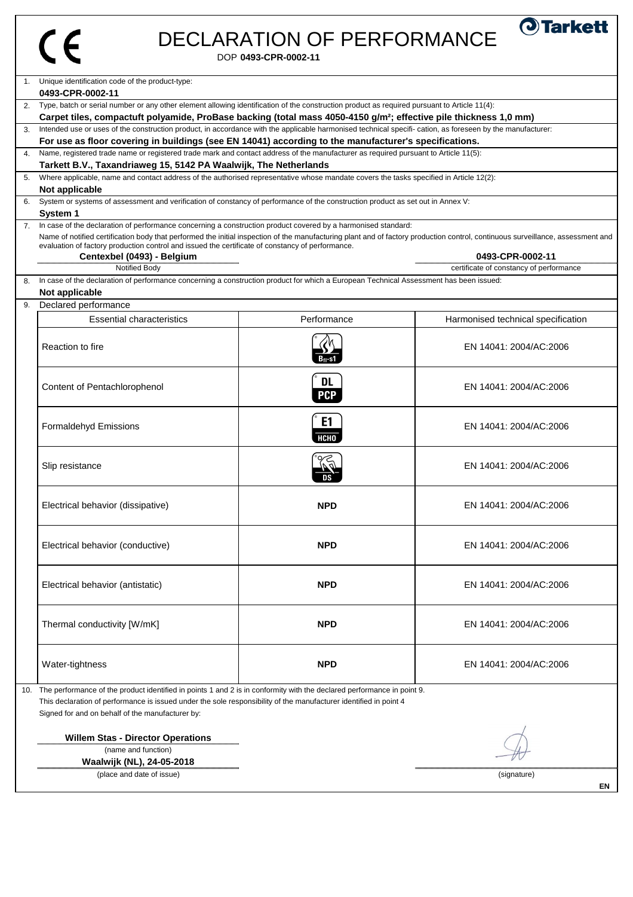CE

# DECLARATION OF PERFORMANCE

Tarkett

DOP **0493-CPR-0002-11**

1. Unique identification code of the product-type:
   **0493-CPR-0002-11**
2. Type, batch or serial number or any other element allowing identification of the construction product as required pursuant to Article 11(4):
   **Carpet tiles, compactuft polyamide, ProBase backing (total mass 4050-4150 g/m²; effective pile thickness 1,0 mm)**
3. Intended use or uses of the construction product, in accordance with the applicable harmonised technical specifi- cation, as foreseen by the manufacturer:
   **For use as floor covering in buildings (see EN 14041) according to the manufacturer's specifications.**
4. Name, registered trade name or registered trade mark and contact address of the manufacturer as required pursuant to Article 11(5):
   **Tarkett B.V., Taxandriaweg 15, 5142 PA Waalwijk, The Netherlands**
5. Where applicable, name and contact address of the authorised representative whose mandate covers the tasks specified in Article 12(2):
   **Not applicable**
6. System or systems of assessment and verification of constancy of performance of the construction product as set out in Annex V:
   **System 1**
7. In case of the declaration of performance concerning a construction product covered by a harmonised standard:
   Name of notified certification body that performed the initial inspection of the manufacturing plant and of factory production control, continuous surveillance, assessment and evaluation of factory production control and issued the certificate of constancy of performance.

   | **Centexbel (0493) - Belgium** | **0493-CPR-0002-11** |
   |---|---|
   | Notified Body | certificate of constancy of performance |

8. In case of the declaration of performance concerning a construction product for which a European Technical Assessment has been issued:
   **Not applicable**
9. Declared performance

| Essential characteristics | Performance | Harmonised technical specification |
|---|---|---|
| Reaction to fire | $B_{fl}$-s1 | EN 14041: 2004/AC:2006 |
| Content of Pentachlorophenol | DL PCP | EN 14041: 2004/AC:2006 |
| Formaldehyd Emissions | E1 HCHO | EN 14041: 2004/AC:2006 |
| Slip resistance | DS | EN 14041: 2004/AC:2006 |
| Electrical behavior (dissipative) | **NPD** | EN 14041: 2004/AC:2006 |
| Electrical behavior (conductive) | **NPD** | EN 14041: 2004/AC:2006 |
| Electrical behavior (antistatic) | **NPD** | EN 14041: 2004/AC:2006 |
| Thermal conductivity [W/mK] | **NPD** | EN 14041: 2004/AC:2006 |
| Water-tightness | **NPD** | EN 14041: 2004/AC:2006 |

10. The performance of the product identified in points 1 and 2 is in conformity with the declared performance in point 9.
    This declaration of performance is issued under the sole responsibility of the manufacturer identified in point 4
    Signed for and on behalf of the manufacturer by:

**Willem Stas - Director Operations**
(name and function)

**Waalwijk (NL), 24-05-2018**
(place and date of issue)

(signature)

EN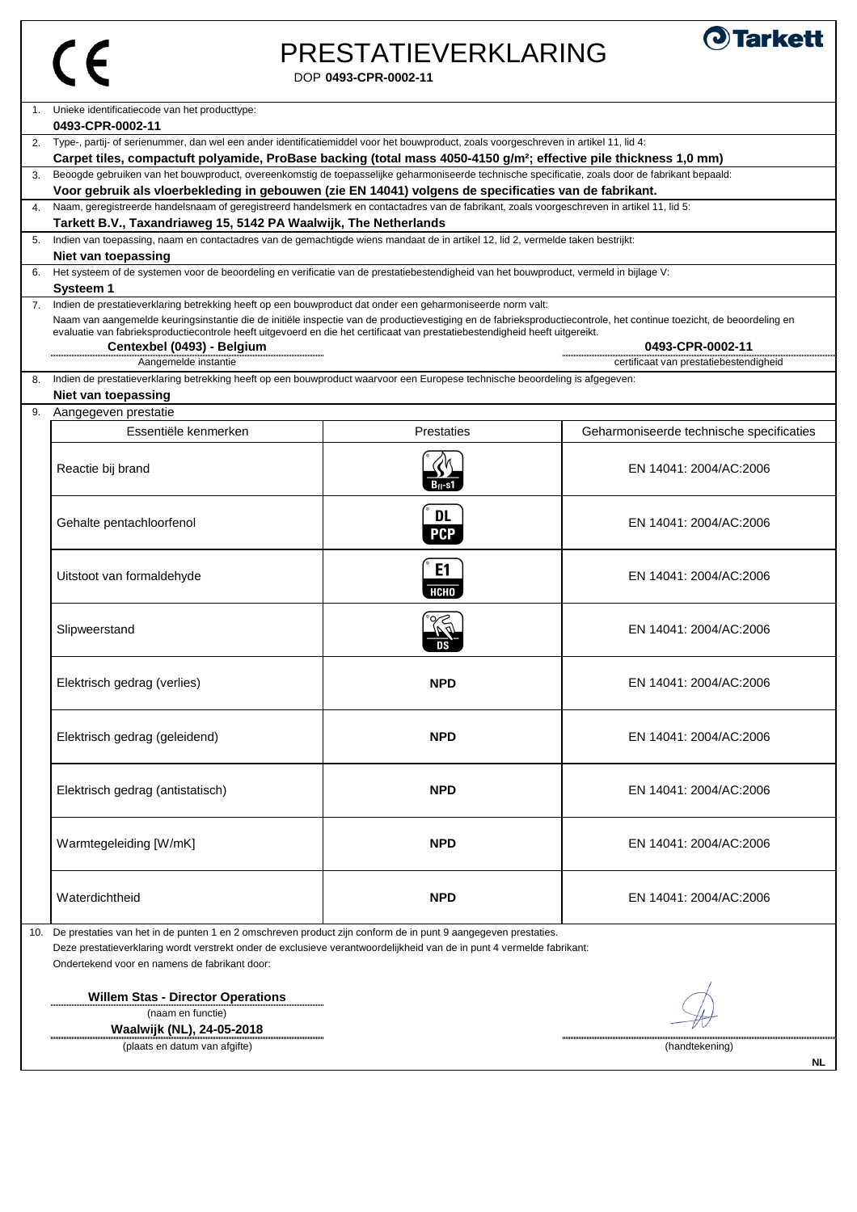CE

# PRESTATIEVERKLARING

DOP **0493-CPR-0002-11**

Tarkett

1. Unieke identificatiecode van het producttype:
   **0493-CPR-0002-11**
2. Type-, partij- of serienummer, dan wel een ander identificatiemiddel voor het bouwproduct, zoals voorgeschreven in artikel 11, lid 4:
   **Carpet tiles, compactuft polyamide, ProBase backing (total mass 4050-4150 g/m²; effective pile thickness 1,0 mm)**
3. Beoogde gebruiken van het bouwproduct, overeenkomstig de toepasselijke geharmoniseerde technische specificatie, zoals door de fabrikant bepaald:
   **Voor gebruik als vloerbekleding in gebouwen (zie EN 14041) volgens de specificaties van de fabrikant.**
4. Naam, geregistreerde handelsnaam of geregistreerd handelsmerk en contactadres van de fabrikant, zoals voorgeschreven in artikel 11, lid 5:
   **Tarkett B.V., Taxandriaweg 15, 5142 PA Waalwijk, The Netherlands**
5. Indien van toepassing, naam en contactadres van de gemachtigde wiens mandaat de in artikel 12, lid 2, vermelde taken bestrijkt:
   **Niet van toepassing**
6. Het systeem of de systemen voor de beoordeling en verificatie van de prestatiebestendigheid van het bouwproduct, vermeld in bijlage V:
   **Systeem 1**
7. Indien de prestatieverklaring betrekking heeft op een bouwproduct dat onder een geharmoniseerde norm valt:
   Naam van aangemelde keuringsinstantie die de initiële inspectie van de productievestiging en de fabrieksproductiecontrole, het continue toezicht, de beoordeling en evaluatie van fabrieksproductiecontrole heeft uitgevoerd en die het certificaat van prestatiebestendigheid heeft uitgereikt.
   **Centexbel (0493) - Belgium** — Aangemelde instantie
   **0493-CPR-0002-11** — certificaat van prestatiebestendigheid
8. Indien de prestatieverklaring betrekking heeft op een bouwproduct waarvoor een Europese technische beoordeling is afgegeven:
   **Niet van toepassing**
9. Aangegeven prestatie

| Essentiële kenmerken | Prestaties | Geharmoniseerde technische specificaties |
|---|---|---|
| Reactie bij brand | $B_{fl}$-s1 | EN 14041: 2004/AC:2006 |
| Gehalte pentachloorfenol | DL PCP | EN 14041: 2004/AC:2006 |
| Uitstoot van formaldehyde | E1 HCHO | EN 14041: 2004/AC:2006 |
| Slipweerstand | DS | EN 14041: 2004/AC:2006 |
| Elektrisch gedrag (verlies) | **NPD** | EN 14041: 2004/AC:2006 |
| Elektrisch gedrag (geleidend) | **NPD** | EN 14041: 2004/AC:2006 |
| Elektrisch gedrag (antistatisch) | **NPD** | EN 14041: 2004/AC:2006 |
| Warmtegeleiding [W/mK] | **NPD** | EN 14041: 2004/AC:2006 |
| Waterdichtheid | **NPD** | EN 14041: 2004/AC:2006 |

10. De prestaties van het in de punten 1 en 2 omschreven product zijn conform de in punt 9 aangegeven prestaties.
    Deze prestatieverklaring wordt verstrekt onder de exclusieve verantwoordelijkheid van de in punt 4 vermelde fabrikant:
    Ondertekend voor en namens de fabrikant door:

**Willem Stas - Director Operations**
(naam en functie)

**Waalwijk (NL), 24-05-2018**
(plaats en datum van afgifte)

(handtekening)

NL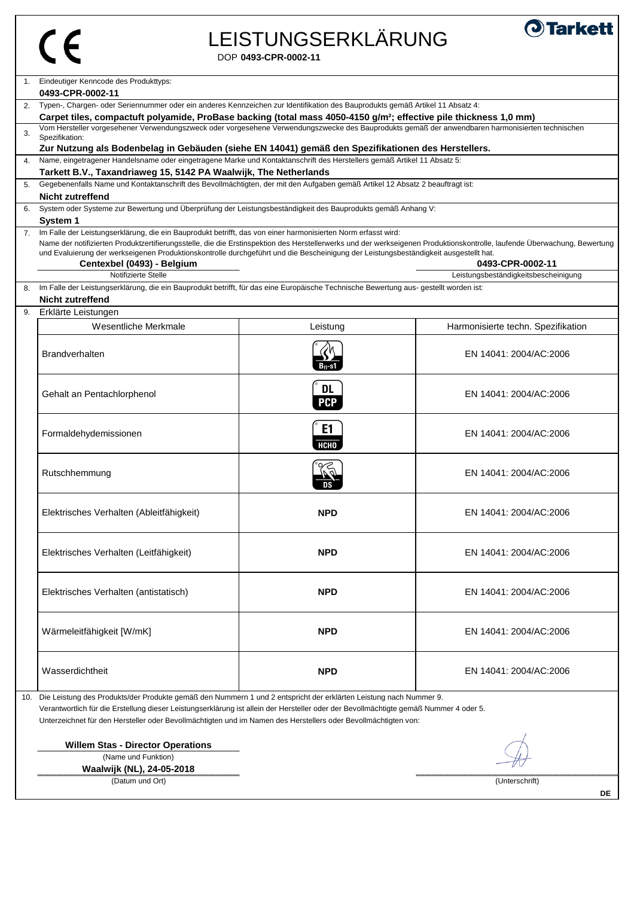# LEISTUNGSERKLÄRUNG

DOP **0493-CPR-0002-11**

1. Eindeutiger Kenncode des Produkttyps:
   **0493-CPR-0002-11**
2. Typen-, Chargen- oder Seriennummer oder ein anderes Kennzeichen zur Identifikation des Bauprodukts gemäß Artikel 11 Absatz 4:
   **Carpet tiles, compactuft polyamide, ProBase backing (total mass 4050-4150 g/m²; effective pile thickness 1,0 mm)**
3. Vom Hersteller vorgesehener Verwendungszweck oder vorgesehene Verwendungszwecke des Bauprodukts gemäß der anwendbaren harmonisierten technischen Spezifikation:
   **Zur Nutzung als Bodenbelag in Gebäuden (siehe EN 14041) gemäß den Spezifikationen des Herstellers.**
4. Name, eingetragener Handelsname oder eingetragene Marke und Kontaktanschrift des Herstellers gemäß Artikel 11 Absatz 5:
   **Tarkett B.V., Taxandriaweg 15, 5142 PA Waalwijk, The Netherlands**
5. Gegebenenfalls Name und Kontaktanschrift des Bevollmächtigten, der mit den Aufgaben gemäß Artikel 12 Absatz 2 beauftragt ist:
   **Nicht zutreffend**
6. System oder Systeme zur Bewertung und Überprüfung der Leistungsbeständigkeit des Bauprodukts gemäß Anhang V:
   **System 1**
7. Im Falle der Leistungserklärung, die ein Bauprodukt betrifft, das von einer harmonisierten Norm erfasst wird:
   Name der notifizierten Produktzertifizierungsstelle, die die Erstinspektion des Herstellerwerks und der werkseigenen Produktionskontrolle, laufende Überwachung, Bewertung und Evaluierung der werkseigenen Produktionskontrolle durchgeführt und die Bescheinigung der Leistungsbeständigkeit ausgestellt hat.
   **Centexbel (0493) - Belgium** (Notifizierte Stelle)
   **0493-CPR-0002-11** (Leistungsbeständigkeitsbescheinigung)
8. Im Falle der Leistungserklärung, die ein Bauprodukt betrifft, für das eine Europäische Technische Bewertung aus- gestellt worden ist:
   **Nicht zutreffend**
9. Erklärte Leistungen

| Wesentliche Merkmale | Leistung | Harmonisierte techn. Spezifikation |
|---|---|---|
| Brandverhalten | $B_{fl}$-s1 | EN 14041: 2004/AC:2006 |
| Gehalt an Pentachlorphenol | DL PCP | EN 14041: 2004/AC:2006 |
| Formaldehydemissionen | E1 HCHO | EN 14041: 2004/AC:2006 |
| Rutschhemmung | DS | EN 14041: 2004/AC:2006 |
| Elektrisches Verhalten (Ableitfähigkeit) | **NPD** | EN 14041: 2004/AC:2006 |
| Elektrisches Verhalten (Leitfähigkeit) | **NPD** | EN 14041: 2004/AC:2006 |
| Elektrisches Verhalten (antistatisch) | **NPD** | EN 14041: 2004/AC:2006 |
| Wärmeleitfähigkeit [W/mK] | **NPD** | EN 14041: 2004/AC:2006 |
| Wasserdichtheit | **NPD** | EN 14041: 2004/AC:2006 |

10. Die Leistung des Produkts/der Produkte gemäß den Nummern 1 und 2 entspricht der erklärten Leistung nach Nummer 9.
    Verantwortlich für die Erstellung dieser Leistungserklärung ist allein der Hersteller oder der Bevollmächtigte gemäß Nummer 4 oder 5.
    Unterzeichnet für den Hersteller oder Bevollmächtigten und im Namen des Herstellers oder Bevollmächtigten von:

**Willem Stas - Director Operations**
(Name und Funktion)

**Waalwijk (NL), 24-05-2018**
(Datum und Ort)

(Unterschrift)

DE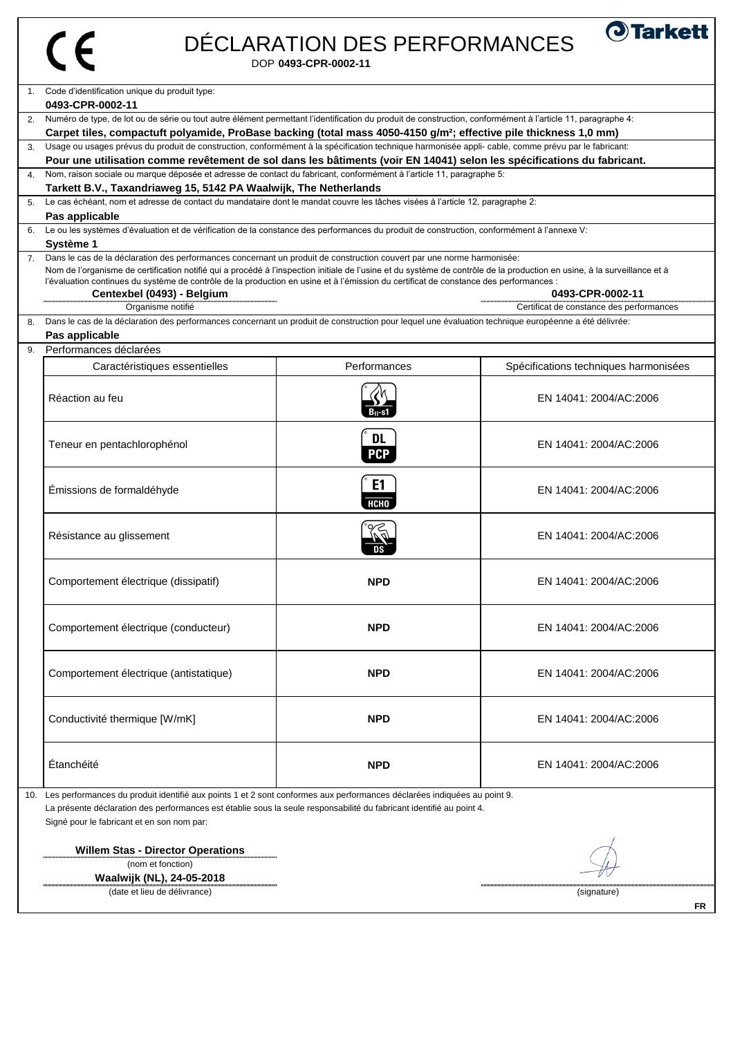# DÉCLARATION DES PERFORMANCES

DOP **0493-CPR-0002-11**

1. Code d'identification unique du produit type:
**0493-CPR-0002-11**

2. Numéro de type, de lot ou de série ou tout autre élément permettant l'identification du produit de construction, conformément à l'article 11, paragraphe 4:
**Carpet tiles, compactuft polyamide, ProBase backing (total mass 4050-4150 g/m²; effective pile thickness 1,0 mm)**

3. Usage ou usages prévus du produit de construction, conformément à la spécification technique harmonisée appli- cable, comme prévu par le fabricant:
**Pour une utilisation comme revêtement de sol dans les bâtiments (voir EN 14041) selon les spécifications du fabricant.**

4. Nom, raison sociale ou marque déposée et adresse de contact du fabricant, conformément à l'article 11, paragraphe 5:
**Tarkett B.V., Taxandriaweg 15, 5142 PA Waalwijk, The Netherlands**

5. Le cas échéant, nom et adresse de contact du mandataire dont le mandat couvre les tâches visées à l'article 12, paragraphe 2:
**Pas applicable**

6. Le ou les systèmes d'évaluation et de vérification de la constance des performances du produit de construction, conformément à l'annexe V:
**Système 1**

7. Dans le cas de la déclaration des performances concernant un produit de construction couvert par une norme harmonisée:
Nom de l'organisme de certification notifié qui a procédé à l'inspection initiale de l'usine et du système de contrôle de la production en usine, à la surveillance et à l'évaluation continues du système de contrôle de la production en usine et à l'émission du certificat de constance des performances :

**Centexbel (0493) - Belgium** — Organisme notifié

**0493-CPR-0002-11** — Certificat de constance des performances

8. Dans le cas de la déclaration des performances concernant un produit de construction pour lequel une évaluation technique européenne a été délivrée:
**Pas applicable**

9. Performances déclarées

| Caractéristiques essentielles | Performances | Spécifications techniques harmonisées |
|---|---|---|
| Réaction au feu | $B_{fl}$-s1 | EN 14041: 2004/AC:2006 |
| Teneur en pentachlorophénol | DL PCP | EN 14041: 2004/AC:2006 |
| Émissions de formaldéhyde | E1 HCHO | EN 14041: 2004/AC:2006 |
| Résistance au glissement | DS | EN 14041: 2004/AC:2006 |
| Comportement électrique (dissipatif) | **NPD** | EN 14041: 2004/AC:2006 |
| Comportement électrique (conducteur) | **NPD** | EN 14041: 2004/AC:2006 |
| Comportement électrique (antistatique) | **NPD** | EN 14041: 2004/AC:2006 |
| Conductivité thermique [W/mK] | **NPD** | EN 14041: 2004/AC:2006 |
| Étanchéité | **NPD** | EN 14041: 2004/AC:2006 |

10. Les performances du produit identifié aux points 1 et 2 sont conformes aux performances déclarées indiquées au point 9.
La présente déclaration des performances est établie sous la seule responsabilité du fabricant identifié au point 4.
Signé pour le fabricant et en son nom par:

**Willem Stas - Director Operations**
(nom et fonction)

**Waalwijk (NL), 24-05-2018**
(date et lieu de délivrance)

(signature)

FR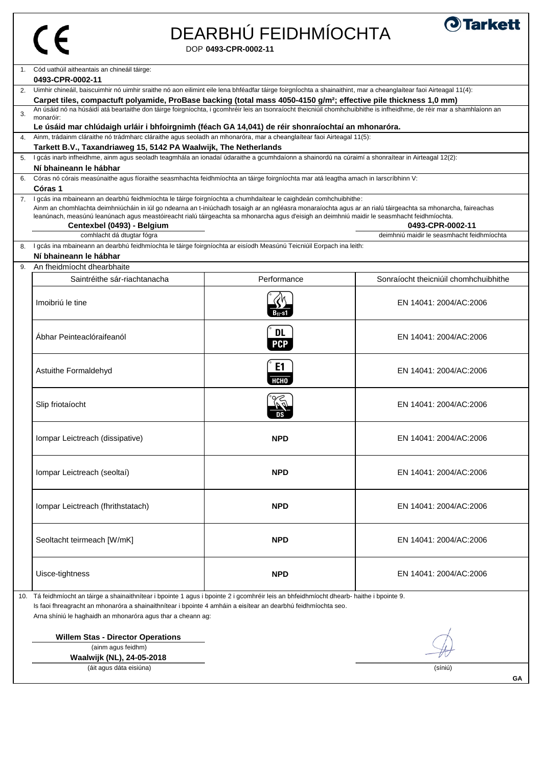# DEARBHÚ FEIDHMÍOCHTA

DOP **0493-CPR-0002-11**

1. Cód uathúil aitheantais an chineáil táirge:
   **0493-CPR-0002-11**
2. Uimhir chineáil, baiscuimhir nó uimhir sraithe nó aon eilimint eile lena bhféadfar táirge foirgníochta a shainaithint, mar a cheanglaítear faoi Airteagal 11(4):
   **Carpet tiles, compactuft polyamide, ProBase backing (total mass 4050-4150 g/m²; effective pile thickness 1,0 mm)**
3. An úsáid nó na húsáidí atá beartaithe don táirge foirgníochta, i gcomhréir leis an tsonraíocht theicniúil chomhchuibhithe is infheidhme, de réir mar a shamhlaíonn an monaróir:
   **Le úsáid mar chlúdaigh urláir i bhfoirgnimh (féach GA 14,041) de réir shonraíochtaí an mhonaróra.**
4. Ainm, trádainm cláraithe nó trádmharc cláraithe agus seoladh an mhonaróra, mar a cheanglaítear faoi Airteagal 11(5):
   **Tarkett B.V., Taxandriaweg 15, 5142 PA Waalwijk, The Netherlands**
5. I gcás inarb infheidhme, ainm agus seoladh teagmhála an ionadaí údaraithe a gcumhdaíonn a shainordú na cúraimí a shonraítear in Airteagal 12(2):
   **Ní bhaineann le hábhar**
6. Córas nó córais measúnaithe agus fíoraithe seasmhachta feidhmíochta an táirge foirgníochta mar atá leagtha amach in Iarscríbhinn V:
   **Córas 1**
7. I gcás ina mbaineann an dearbhú feidhmíochta le táirge foirgníochta a chumhdaítear le caighdeán comhchuibhithe:
   Ainm an chomhlachta deimhniúcháin in iúl go ndearna an t-iniúchadh tosaigh ar an ngléasra monaraíochta agus ar an rialú táirgeachta sa mhonarcha, faireachas leanúnach, measúnú leanúnach agus meastóireacht rialú táirgeachta sa mhonarcha agus d'eisigh an deimhniú maidir le seasmhacht feidhmíochta.
   **Centexbel (0493) - Belgium** — comhlacht dá dtugtar fógra
   **0493-CPR-0002-11** — deimhniú maidir le seasmhacht feidhmíochta
8. I gcás ina mbaineann an dearbhú feidhmíochta le táirge foirgníochta ar eisíodh Measúnú Teicniúil Eorpach ina leith:
   **Ní bhaineann le hábhar**
9. An fheidmíocht dhearbhaite

| Saintréithe sár-riachtanacha | Performance | Sonraíocht theicniúil chomhchuibhithe |
|---|---|---|
| Imoibriú le tine | $B_{fl}$-s1 | EN 14041: 2004/AC:2006 |
| Ábhar Peinteaclóraifeanól | DL PCP | EN 14041: 2004/AC:2006 |
| Astuithe Formaldehyd | E1 HCHO | EN 14041: 2004/AC:2006 |
| Slip friotaíocht | DS | EN 14041: 2004/AC:2006 |
| Iompar Leictreach (dissipative) | **NPD** | EN 14041: 2004/AC:2006 |
| Iompar Leictreach (seoltaí) | **NPD** | EN 14041: 2004/AC:2006 |
| Iompar Leictreach (fhrithstatach) | **NPD** | EN 14041: 2004/AC:2006 |
| Seoltacht teirmeach [W/mK] | **NPD** | EN 14041: 2004/AC:2006 |
| Uisce-tightness | **NPD** | EN 14041: 2004/AC:2006 |

10. Tá feidhmíocht an táirge a shainaithnítear i bpointe 1 agus i bpointe 2 i gcomhréir leis an bhfeidhmíocht dhearb- haithe i bpointe 9.
    Is faoi fhreagracht an mhonaróra a shainaithnítear i bpointe 4 amháin a eisítear an dearbhú feidhmíochta seo.
    Arna shíniú le haghaidh an mhonaróra agus thar a cheann ag:

**Willem Stas - Director Operations**
(ainm agus feidhm)

**Waalwijk (NL), 24-05-2018**
(áit agus dáta eisiúna)

(síniú)

GA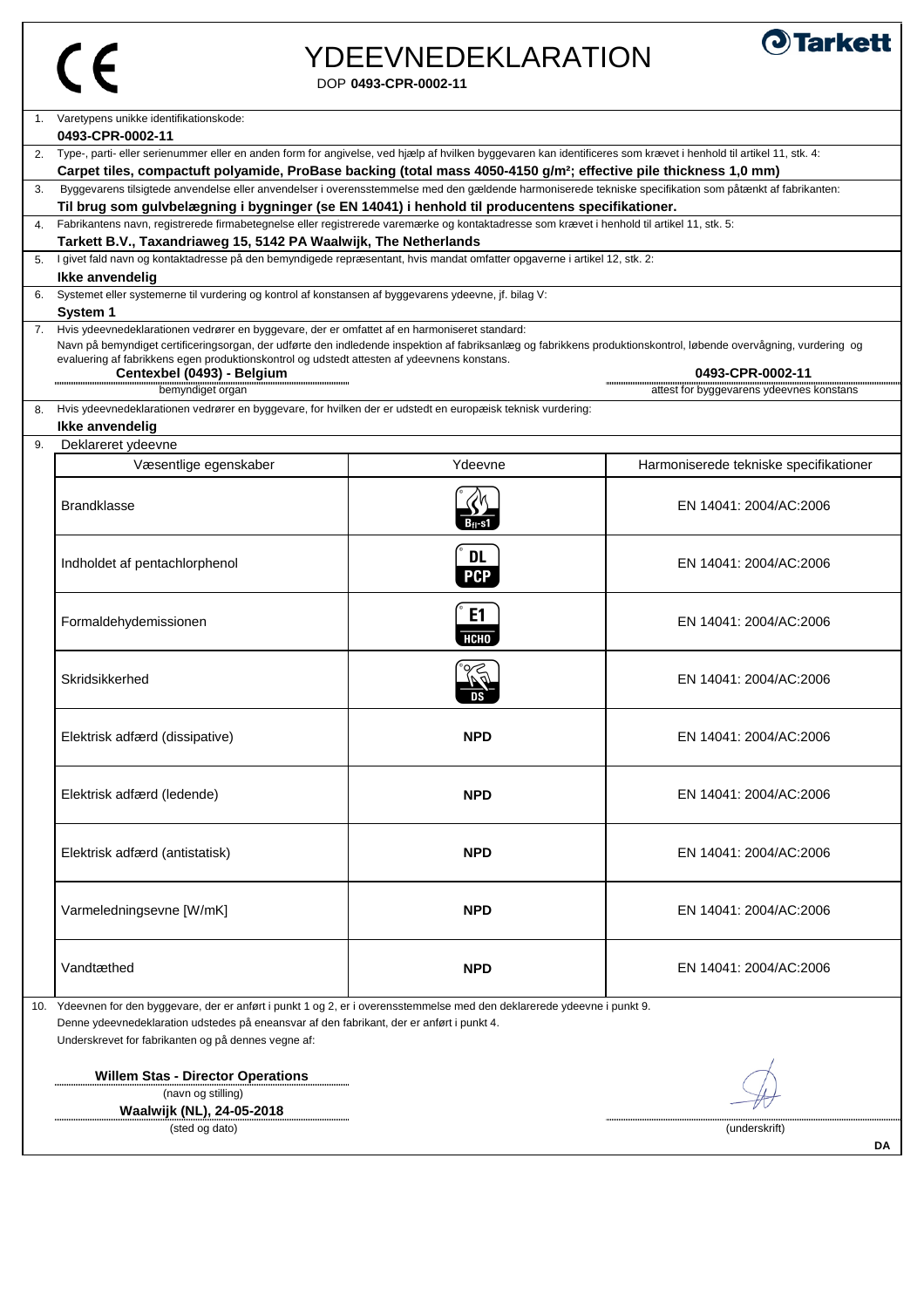CE

# YDEEVNEDEKLARATION

DOP **0493-CPR-0002-11**

Tarkett

1. Varetypens unikke identifikationskode:
   **0493-CPR-0002-11**
2. Type-, parti- eller serienummer eller en anden form for angivelse, ved hjælp af hvilken byggevaren kan identificeres som krævet i henhold til artikel 11, stk. 4:
   **Carpet tiles, compactuft polyamide, ProBase backing (total mass 4050-4150 g/m²; effective pile thickness 1,0 mm)**
3. Byggevarens tilsigtede anvendelse eller anvendelser i overensstemmelse med den gældende harmoniserede tekniske specifikation som påtænkt af fabrikanten:
   **Til brug som gulvbelægning i bygninger (se EN 14041) i henhold til producentens specifikationer.**
4. Fabrikantens navn, registrerede firmabetegnelse eller registrerede varemærke og kontaktadresse som krævet i henhold til artikel 11, stk. 5:
   **Tarkett B.V., Taxandriaweg 15, 5142 PA Waalwijk, The Netherlands**
5. I givet fald navn og kontaktadresse på den bemyndigede repræsentant, hvis mandat omfatter opgaverne i artikel 12, stk. 2:
   **Ikke anvendelig**
6. Systemet eller systemerne til vurdering og kontrol af konstansen af byggevarens ydeevne, jf. bilag V:
   **System 1**
7. Hvis ydeevnedeklarationen vedrører en byggevare, der er omfattet af en harmoniseret standard:
   Navn på bemyndiget certificeringsorgan, der udførte den indledende inspektion af fabriksanlæg og fabrikkens produktionskontrol, løbende overvågning, vurdering og evaluering af fabrikkens egen produktionskontrol og udstedt attesten af ydeevnens konstans.
   **Centexbel (0493) - Belgium** (bemyndiget organ) — **0493-CPR-0002-11** (attest for byggevarens ydeevnes konstans)
8. Hvis ydeevnedeklarationen vedrører en byggevare, for hvilken der er udstedt en europæisk teknisk vurdering:
   **Ikke anvendelig**
9. Deklareret ydeevne

| Væsentlige egenskaber | Ydeevne | Harmoniserede tekniske specifikationer |
|---|---|---|
| Brandklasse | $B_{fl}$-s1 | EN 14041: 2004/AC:2006 |
| Indholdet af pentachlorphenol | DL PCP | EN 14041: 2004/AC:2006 |
| Formaldehydemissionen | E1 HCHO | EN 14041: 2004/AC:2006 |
| Skridsikkerhed | DS | EN 14041: 2004/AC:2006 |
| Elektrisk adfærd (dissipative) | **NPD** | EN 14041: 2004/AC:2006 |
| Elektrisk adfærd (ledende) | **NPD** | EN 14041: 2004/AC:2006 |
| Elektrisk adfærd (antistatisk) | **NPD** | EN 14041: 2004/AC:2006 |
| Varmeledningsevne [W/mK] | **NPD** | EN 14041: 2004/AC:2006 |
| Vandtæthed | **NPD** | EN 14041: 2004/AC:2006 |

10. Ydeevnen for den byggevare, der er anført i punkt 1 og 2, er i overensstemmelse med den deklarerede ydeevne i punkt 9.
    Denne ydeevnedeklaration udstedes på eneansvar af den fabrikant, der er anført i punkt 4.
    Underskrevet for fabrikanten og på dennes vegne af:

**Willem Stas - Director Operations**
(navn og stilling)

**Waalwijk (NL), 24-05-2018**
(sted og dato)

(underskrift)

DA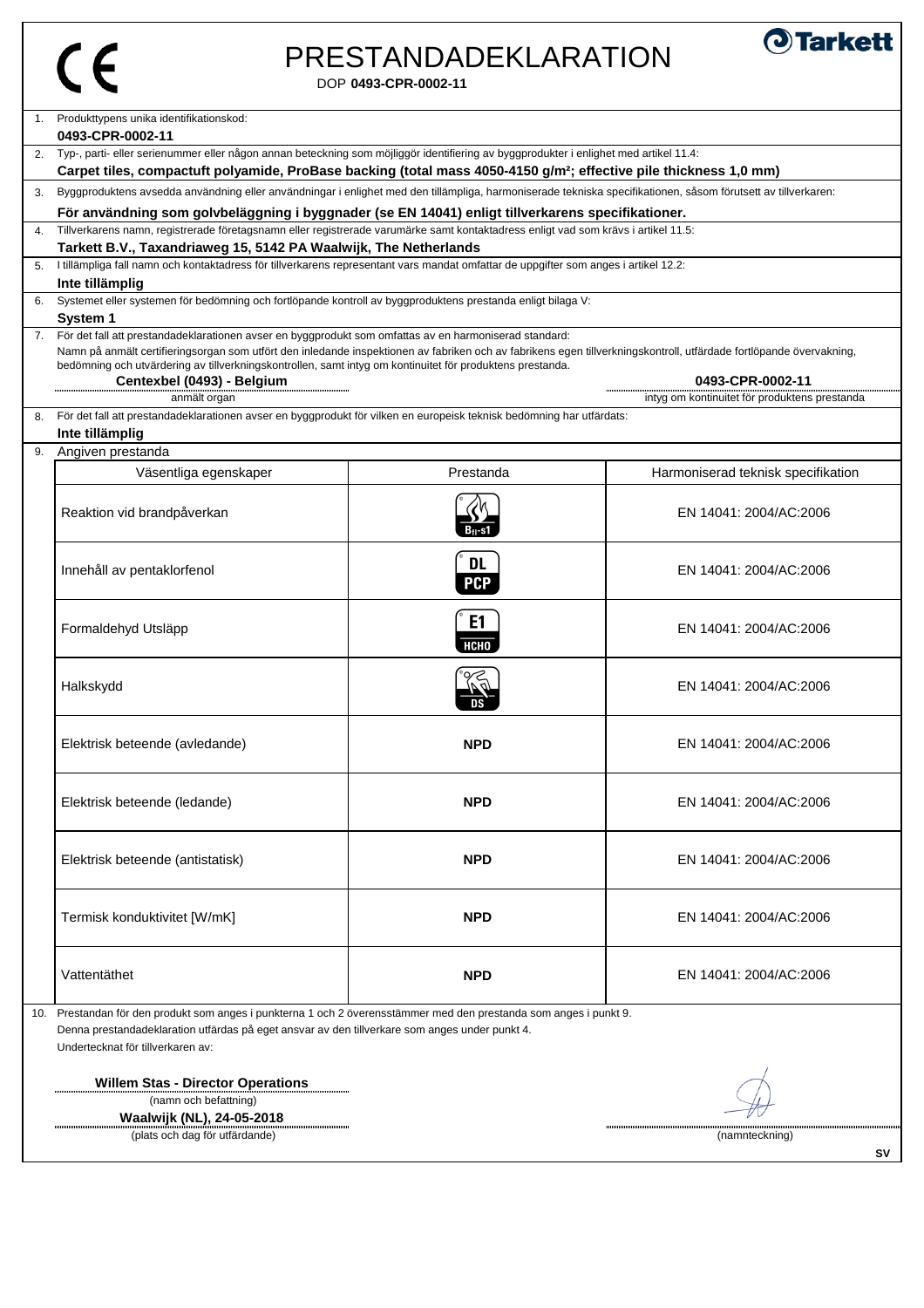# PRESTANDADEKLARATION

DOP **0493-CPR-0002-11**

1. Produkttypens unika identifikationskod:
   **0493-CPR-0002-11**
2. Typ-, parti- eller serienummer eller någon annan beteckning som möjliggör identifiering av byggprodukter i enlighet med artikel 11.4:
   **Carpet tiles, compactuft polyamide, ProBase backing (total mass 4050-4150 g/m²; effective pile thickness 1,0 mm)**
3. Byggproduktens avsedda användning eller användningar i enlighet med den tillämpliga, harmoniserade tekniska specifikationen, såsom förutsett av tillverkaren:
   **För användning som golvbeläggning i byggnader (se EN 14041) enligt tillverkarens specifikationer.**
4. Tillverkarens namn, registrerade företagsnamn eller registrerade varumärke samt kontaktadress enligt vad som krävs i artikel 11.5:
   **Tarkett B.V., Taxandriaweg 15, 5142 PA Waalwijk, The Netherlands**
5. I tillämpliga fall namn och kontaktadress för tillverkarens representant vars mandat omfattar de uppgifter som anges i artikel 12.2:
   **Inte tillämplig**
6. Systemet eller systemen för bedömning och fortlöpande kontroll av byggproduktens prestanda enligt bilaga V:
   **System 1**
7. För det fall att prestandadeklarationen avser en byggprodukt som omfattas av en harmoniserad standard:
   Namn på anmält certifieringsorgan som utfört den inledande inspektionen av fabriken och av fabrikens egen tillverkningskontroll, utfärdade fortlöpande övervakning, bedömning och utvärdering av tillverkningskontrollen, samt intyg om kontinuitet för produktens prestanda.
   **Centexbel (0493) - Belgium** (anmält organ)
   **0493-CPR-0002-11** (intyg om kontinuitet för produktens prestanda)
8. För det fall att prestandadeklarationen avser en byggprodukt för vilken en europeisk teknisk bedömning har utfärdats:
   **Inte tillämplig**
9. Angiven prestanda

| Väsentliga egenskaper | Prestanda | Harmoniserad teknisk specifikation |
|---|---|---|
| Reaktion vid brandpåverkan | $B_{fl}$-s1 | EN 14041: 2004/AC:2006 |
| Innehåll av pentaklorfenol | DL PCP | EN 14041: 2004/AC:2006 |
| Formaldehyd Utsläpp | E1 HCHO | EN 14041: 2004/AC:2006 |
| Halkskydd | DS | EN 14041: 2004/AC:2006 |
| Elektrisk beteende (avledande) | **NPD** | EN 14041: 2004/AC:2006 |
| Elektrisk beteende (ledande) | **NPD** | EN 14041: 2004/AC:2006 |
| Elektrisk beteende (antistatisk) | **NPD** | EN 14041: 2004/AC:2006 |
| Termisk konduktivitet [W/mK] | **NPD** | EN 14041: 2004/AC:2006 |
| Vattentäthet | **NPD** | EN 14041: 2004/AC:2006 |

10. Prestandan för den produkt som anges i punkterna 1 och 2 överensstämmer med den prestanda som anges i punkt 9.
    Denna prestandadeklaration utfärdas på eget ansvar av den tillverkare som anges under punkt 4.
    Undertecknat för tillverkaren av:

**Willem Stas - Director Operations**
(namn och befattning)

**Waalwijk (NL), 24-05-2018**
(plats och dag för utfärdande)

(namnteckning)

SV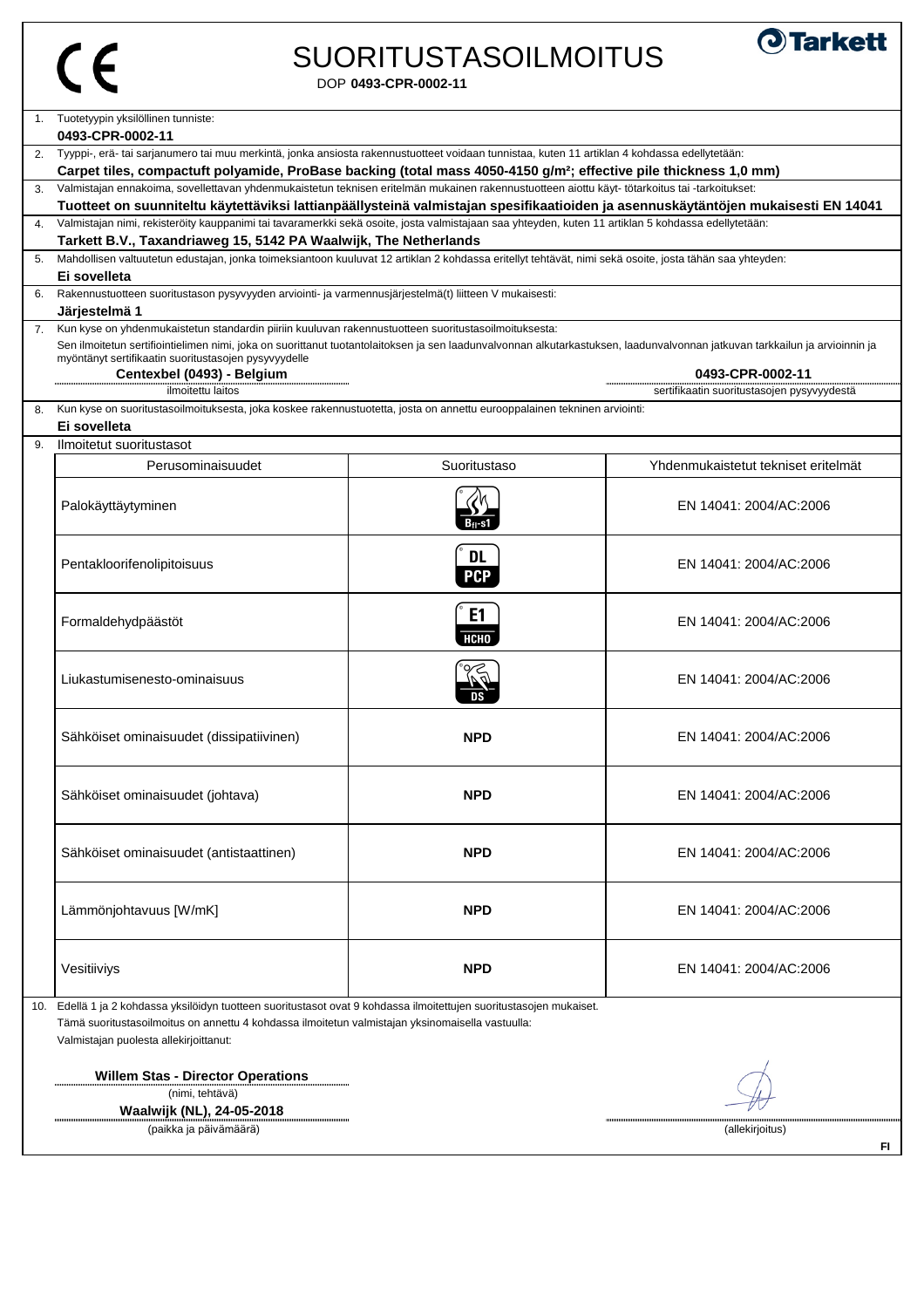# SUORITUSTASOILMOITUS

DOP **0493-CPR-0002-11**

1. Tuotetyypin yksilöllinen tunniste:
   **0493-CPR-0002-11**
2. Tyyppi-, erä- tai sarjanumero tai muu merkintä, jonka ansiosta rakennustuotteet voidaan tunnistaa, kuten 11 artiklan 4 kohdassa edellytetään:
   **Carpet tiles, compactuft polyamide, ProBase backing (total mass 4050-4150 g/m²; effective pile thickness 1,0 mm)**
3. Valmistajan ennakoima, sovellettavan yhdenmukaistetun teknisen eritelmän mukainen rakennustuotteen aiottu käyt- tötarkoitus tai -tarkoitukset:
   **Tuotteet on suunniteltu käytettäviksi lattianpäällysteinä valmistajan spesifikaatioiden ja asennuskäytäntöjen mukaisesti EN 14041**
4. Valmistajan nimi, rekisteröity kauppanimi tai tavaramerkki sekä osoite, josta valmistajaan saa yhteyden, kuten 11 artiklan 5 kohdassa edellytetään:
   **Tarkett B.V., Taxandriaweg 15, 5142 PA Waalwijk, The Netherlands**
5. Mahdollisen valtuutetun edustajan, jonka toimeksiantoon kuuluvat 12 artiklan 2 kohdassa eritellyt tehtävät, nimi sekä osoite, josta tähän saa yhteyden:
   **Ei sovelleta**
6. Rakennustuotteen suoritustason pysyvyyden arviointi- ja varmennusjärjestelmä(t) liitteen V mukaisesti:
   **Järjestelmä 1**
7. Kun kyse on yhdenmukaistetun standardin piiriin kuuluvan rakennustuotteen suoritustasoilmoituksesta:
   Sen ilmoitetun sertifiointielimen nimi, joka on suorittanut tuotantolaitoksen ja sen laadunvalvonnan alkutarkastuksen, laadunvalvonnan jatkuvan tarkkailun ja arvioinnin ja myöntänyt sertifikaatin suoritustasojen pysyvyydelle

   **Centexbel (0493) - Belgium** — ilmoitettu laitos
   **0493-CPR-0002-11** — sertifikaatin suoritustasojen pysyvyydestä
8. Kun kyse on suoritustasoilmoituksesta, joka koskee rakennustuotetta, josta on annettu eurooppalainen tekninen arviointi:
   **Ei sovelleta**
9. Ilmoitetut suoritustasot

| Perusominaisuudet | Suoritustaso | Yhdenmukaistetut tekniset eritelmät |
|---|---|---|
| Palokäyttäytyminen | $B_{fl}$-s1 | EN 14041: 2004/AC:2006 |
| Pentakloorifenolipitoisuus | DL PCP | EN 14041: 2004/AC:2006 |
| Formaldehydpäästöt | E1 HCHO | EN 14041: 2004/AC:2006 |
| Liukastumisenesto-ominaisuus | DS | EN 14041: 2004/AC:2006 |
| Sähköiset ominaisuudet (dissipatiivinen) | **NPD** | EN 14041: 2004/AC:2006 |
| Sähköiset ominaisuudet (johtava) | **NPD** | EN 14041: 2004/AC:2006 |
| Sähköiset ominaisuudet (antistaattinen) | **NPD** | EN 14041: 2004/AC:2006 |
| Lämmönjohtavuus [W/mK] | **NPD** | EN 14041: 2004/AC:2006 |
| Vesitiiviys | **NPD** | EN 14041: 2004/AC:2006 |

10. Edellä 1 ja 2 kohdassa yksilöidyn tuotteen suoritustasot ovat 9 kohdassa ilmoitettujen suoritustasojen mukaiset.
    Tämä suoritustasoilmoitus on annettu 4 kohdassa ilmoitetun valmistajan yksinomaisella vastuulla:
    Valmistajan puolesta allekirjoittanut:

**Willem Stas - Director Operations**
(nimi, tehtävä)

**Waalwijk (NL), 24-05-2018**
(paikka ja päivämäärä)

(allekirjoitus)

FI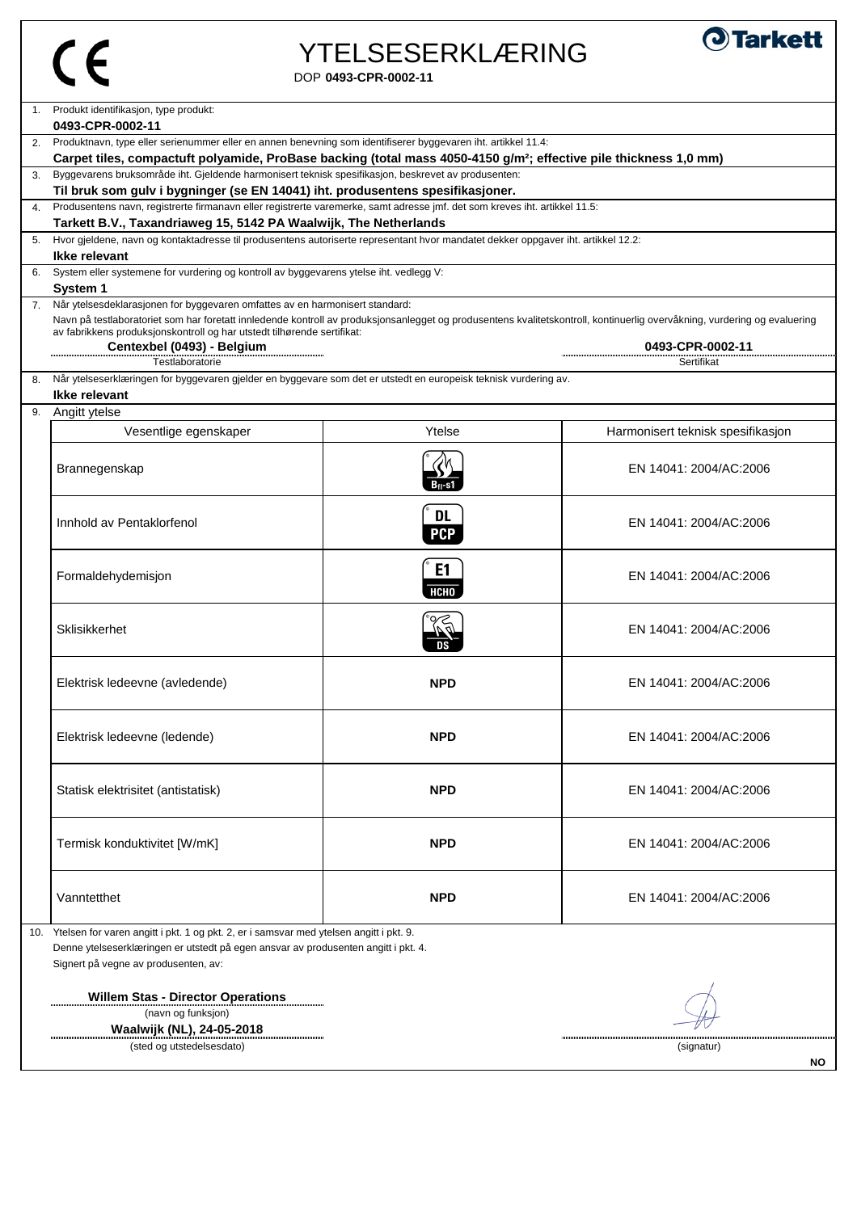CE

# YTELSESERKLÆRING

DOP **0493-CPR-0002-11**

**Tarkett**

1. Produkt identifikasjon, type produkt:
   **0493-CPR-0002-11**
2. Produktnavn, type eller serienummer eller en annen benevning som identifiserer byggevaren iht. artikkel 11.4:
   **Carpet tiles, compactuft polyamide, ProBase backing (total mass 4050-4150 g/m²; effective pile thickness 1,0 mm)**
3. Byggevarens bruksområde iht. Gjeldende harmonisert teknisk spesifikasjon, beskrevet av produsenten:
   **Til bruk som gulv i bygninger (se EN 14041) iht. produsentens spesifikasjoner.**
4. Produsentens navn, registrerte firmanavn eller registrerte varemerke, samt adresse jmf. det som kreves iht. artikkel 11.5:
   **Tarkett B.V., Taxandriaweg 15, 5142 PA Waalwijk, The Netherlands**
5. Hvor gjeldene, navn og kontaktadresse til produsentens autoriserte representant hvor mandatet dekker oppgaver iht. artikkel 12.2:
   **Ikke relevant**
6. System eller systemene for vurdering og kontroll av byggevarens ytelse iht. vedlegg V:
   **System 1**
7. Når ytelsesdeklarasjonen for byggevaren omfattes av en harmonisert standard:
   Navn på testlaboratoriet som har foretatt innledende kontroll av produksjonsanlegget og produsentens kvalitetskontroll, kontinuerlig overvåkning, vurdering og evaluering av fabrikkens produksjonskontroll og har utstedt tilhørende sertifikat:
   **Centexbel (0493) - Belgium** (Testlaboratorie) — **0493-CPR-0002-11** (Sertifikat)
8. Når ytelseserklæringen for byggevaren gjelder en byggevare som det er utstedt en europeisk teknisk vurdering av.
   **Ikke relevant**
9. Angitt ytelse

| Vesentlige egenskaper | Ytelse | Harmonisert teknisk spesifikasjon |
|---|---|---|
| Brannegenskap | $B_{fl}$-s1 | EN 14041: 2004/AC:2006 |
| Innhold av Pentaklorfenol | DL PCP | EN 14041: 2004/AC:2006 |
| Formaldehydemisjon | E1 HCHO | EN 14041: 2004/AC:2006 |
| Sklisikkerhet | DS | EN 14041: 2004/AC:2006 |
| Elektrisk ledeevne (avledende) | **NPD** | EN 14041: 2004/AC:2006 |
| Elektrisk ledeevne (ledende) | **NPD** | EN 14041: 2004/AC:2006 |
| Statisk elektrisitet (antistatisk) | **NPD** | EN 14041: 2004/AC:2006 |
| Termisk konduktivitet [W/mK] | **NPD** | EN 14041: 2004/AC:2006 |
| Vanntetthet | **NPD** | EN 14041: 2004/AC:2006 |

10. Ytelsen for varen angitt i pkt. 1 og pkt. 2, er i samsvar med ytelsen angitt i pkt. 9.
    Denne ytelseserklæringen er utstedt på egen ansvar av produsenten angitt i pkt. 4.
    Signert på vegne av produsenten, av:

**Willem Stas - Director Operations**
(navn og funksjon)

**Waalwijk (NL), 24-05-2018**
(sted og utstedelsesdato)

(signatur)

NO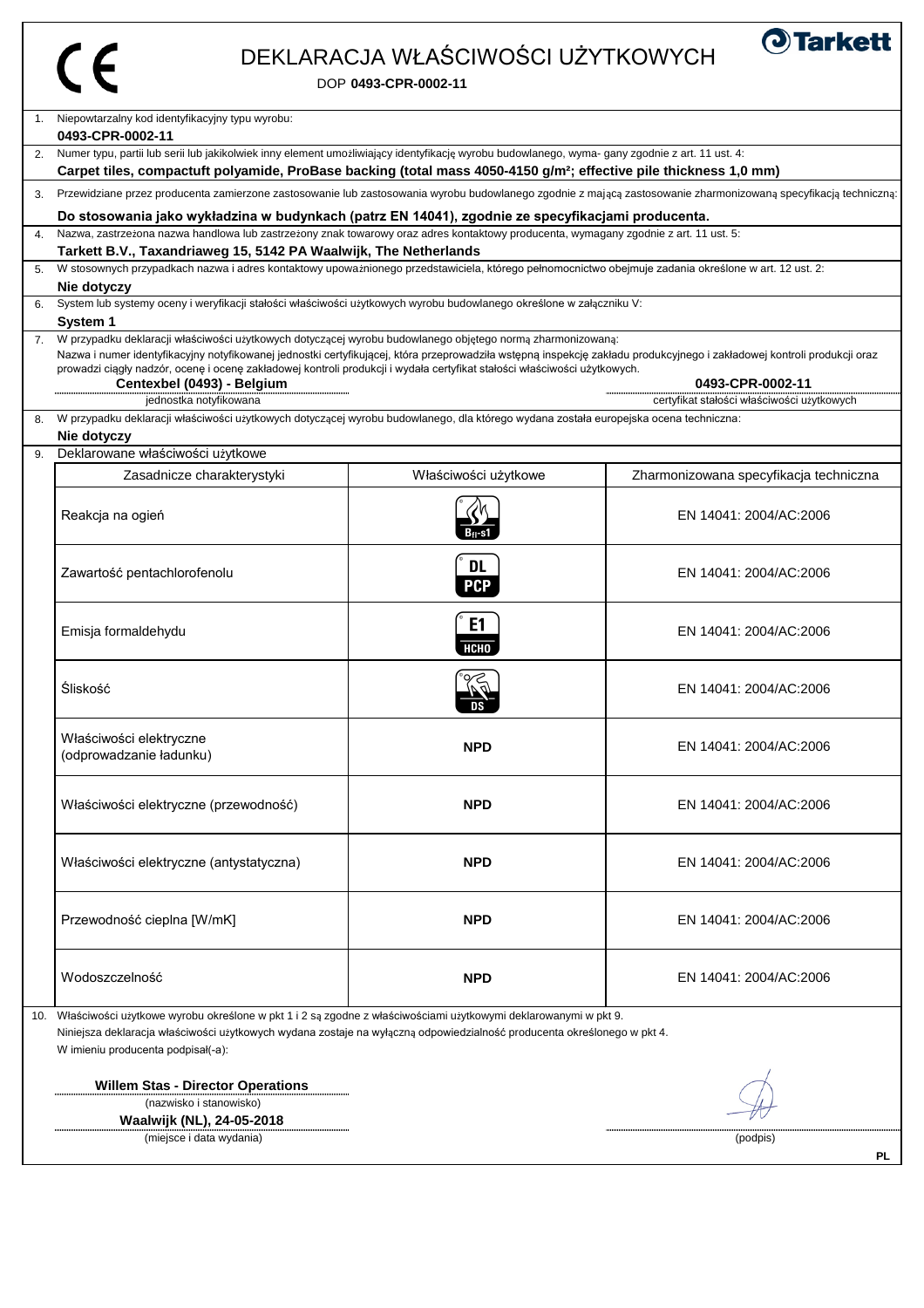CE

# DEKLARACJA WŁAŚCIWOŚCI UŻYTKOWYCH

Tarkett

DOP **0493-CPR-0002-11**

1. Niepowtarzalny kod identyfikacyjny typu wyrobu:
   **0493-CPR-0002-11**
2. Numer typu, partii lub serii lub jakikolwiek inny element umożliwiający identyfikację wyrobu budowlanego, wyma- gany zgodnie z art. 11 ust. 4:
   **Carpet tiles, compactuft polyamide, ProBase backing (total mass 4050-4150 g/m²; effective pile thickness 1,0 mm)**
3. Przewidziane przez producenta zamierzone zastosowanie lub zastosowania wyrobu budowlanego zgodnie z mającą zastosowanie zharmonizowaną specyfikacją techniczną:
   **Do stosowania jako wykładzina w budynkach (patrz EN 14041), zgodnie ze specyfikacjami producenta.**
4. Nazwa, zastrzeżona nazwa handlowa lub zastrzeżony znak towarowy oraz adres kontaktowy producenta, wymagany zgodnie z art. 11 ust. 5:
   **Tarkett B.V., Taxandriaweg 15, 5142 PA Waalwijk, The Netherlands**
5. W stosownych przypadkach nazwa i adres kontaktowy upoważnionego przedstawiciela, którego pełnomocnictwo obejmuje zadania określone w art. 12 ust. 2:
   **Nie dotyczy**
6. System lub systemy oceny i weryfikacji stałości właściwości użytkowych wyrobu budowlanego określone w załączniku V:
   **System 1**
7. W przypadku deklaracji właściwości użytkowych dotyczącej wyrobu budowlanego objętego normą zharmonizowaną:
   Nazwa i numer identyfikacyjny notyfikowanej jednostki certyfikującej, która przeprowadziła wstępną inspekcję zakładu produkcyjnego i zakładowej kontroli produkcji oraz prowadzi ciągły nadzór, ocenę i ocenę zakładowej kontroli produkcji i wydała certyfikat stałości właściwości użytkowych.
   **Centexbel (0493) - Belgium** (jednostka notyfikowana)
   **0493-CPR-0002-11** (certyfikat stałości właściwości użytkowych)
8. W przypadku deklaracji właściwości użytkowych dotyczącej wyrobu budowlanego, dla którego wydana została europejska ocena techniczna:
   **Nie dotyczy**
9. Deklarowane właściwości użytkowe

| Zasadnicze charakterystyki | Właściwości użytkowe | Zharmonizowana specyfikacja techniczna |
|---|---|---|
| Reakcja na ogień | $B_{fl}$-s1 | EN 14041: 2004/AC:2006 |
| Zawartość pentachlorofenolu | DL PCP | EN 14041: 2004/AC:2006 |
| Emisja formaldehydu | E1 HCHO | EN 14041: 2004/AC:2006 |
| Śliskość | DS | EN 14041: 2004/AC:2006 |
| Właściwości elektryczne (odprowadzanie ładunku) | **NPD** | EN 14041: 2004/AC:2006 |
| Właściwości elektryczne (przewodność) | **NPD** | EN 14041: 2004/AC:2006 |
| Właściwości elektryczne (antystatyczna) | **NPD** | EN 14041: 2004/AC:2006 |
| Przewodność cieplna [W/mK] | **NPD** | EN 14041: 2004/AC:2006 |
| Wodoszczelność | **NPD** | EN 14041: 2004/AC:2006 |

10. Właściwości użytkowe wyrobu określone w pkt 1 i 2 są zgodne z właściwościami użytkowymi deklarowanymi w pkt 9.
    Niniejsza deklaracja właściwości użytkowych wydana zostaje na wyłączną odpowiedzialność producenta określonego w pkt 4.
    W imieniu producenta podpisał(-a):

**Willem Stas - Director Operations**
(nazwisko i stanowisko)

**Waalwijk (NL), 24-05-2018**
(miejsce i data wydania)

(podpis)

PL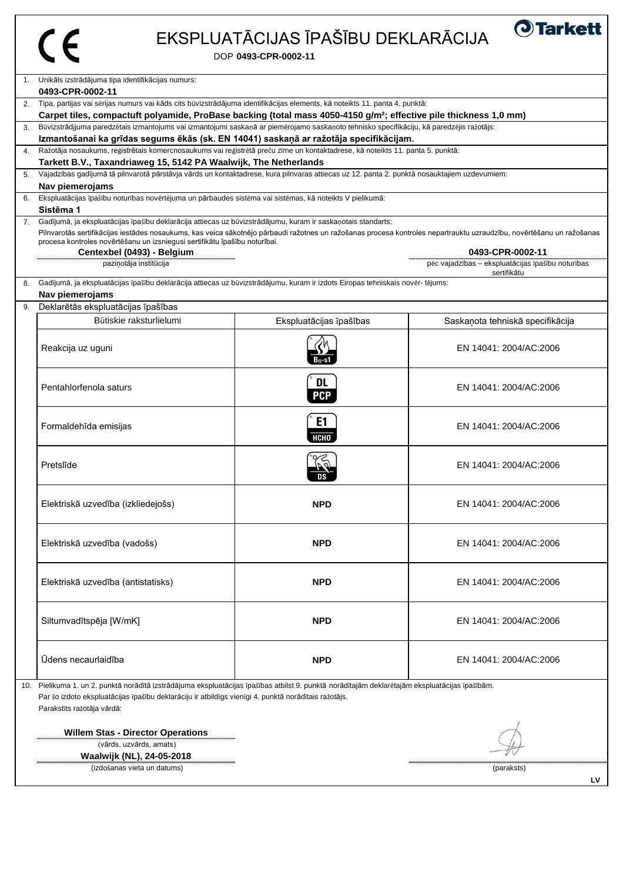# EKSPLUATĀCIJAS ĪPAŠĪBU DEKLARĀCIJA

DOP **0493-CPR-0002-11**

1. Unikāls izstrādājuma tipa identifikācijas numurs:
   **0493-CPR-0002-11**
2. Tipa, partijas vai sērijas numurs vai kāds cits būvizstrādājuma identifikācijas elements, kā noteikts 11. panta 4. punktā:
   **Carpet tiles, compactuft polyamide, ProBase backing (total mass 4050-4150 g/m²; effective pile thickness 1,0 mm)**
3. Būvizstrādjjuma paredzētais izmantojums vai izmantojumi saskaņā ar piemērojamo saskaņoto tehnisko specifikāciju, kā paredzējis ražotājs:
   **Izmantošanai ka grīdas segums ēkās (sk. EN 14041) saskaņā ar ražotāja specifikācijam.**
4. Ražotāja nosaukums, reģistrētais komercnosaukums vai reģistrētā preču zīme un kontaktadrese, kā noteikts 11. panta 5. punktā:
   **Tarkett B.V., Taxandriaweg 15, 5142 PA Waalwijk, The Netherlands**
5. Vajadzības gadījumā tā pilnvarotā pārstāvja vārds un kontaktadrese, kura pilnvaras attiecas uz 12. panta 2. punktā nosauktajiem uzdevumiem:
   **Nav piemerojams**
6. Ekspluatācijas īpašību noturības novērtējuma un pārbaudes sistēma vai sistēmas, kā noteikts V pielikumā:
   **Sistēma 1**
7. Gadījumā, ja ekspluatācijas īpašību deklarācija attiecas uz būvizstrādājumu, kuram ir saskaņotais standarts:
   Pilnvarotās sertifikācijas iestādes nosaukums, kas veica sākotnējo pārbaudi ražotnes un ražošanas procesa kontroles nepartrauktu uzraudzību, novērtēšanu un ražošanas procesa kontroles novērtēšanu un izsniegusi sertifikātu īpašību noturībai.

   **Centexbel (0493) - Belgium** — paziņotāja institūcija

   **0493-CPR-0002-11** — pēc vajadzības – ekspluatācijas īpašību noturības sertifikātu
8. Gadījumā, ja ekspluatācijas īpašību deklarācija attiecas uz būvizstrādājumu, kuram ir izdots Eiropas tehniskais novēr- tējums:
   **Nav piemerojams**
9. Deklarētās ekspluatācijas īpašības

| Būtiskie raksturlielumi | Ekspluatācijas īpašības | Saskaņota tehniskā specifikācija |
|---|---|---|
| Reakcija uz uguni | $B_{fl}$-s1 | EN 14041: 2004/AC:2006 |
| Pentahlorfenola saturs | DL PCP | EN 14041: 2004/AC:2006 |
| Formaldehīda emisijas | E1 HCHO | EN 14041: 2004/AC:2006 |
| Pretslīde | DS | EN 14041: 2004/AC:2006 |
| Elektriskā uzvedība (izkliedejošs) | **NPD** | EN 14041: 2004/AC:2006 |
| Elektriskā uzvedība (vadošs) | **NPD** | EN 14041: 2004/AC:2006 |
| Elektriskā uzvedība (antistatisks) | **NPD** | EN 14041: 2004/AC:2006 |
| Siltumvadītspēja [W/mK] | **NPD** | EN 14041: 2004/AC:2006 |
| Ūdens necaurlaidība | **NPD** | EN 14041: 2004/AC:2006 |

10. Pielikuma 1. un 2. punktā norādītā izstrādājuma ekspluatācijas īpašības atbilst 9. punktā norādītajām deklarētajām ekspluatācijas īpašībām.
    Par šo izdoto ekspluatācijas īpašību deklarāciju ir atbildīgs vienīgi 4. punktā norādītais ražotājs.
    Parakstīts ražotāja vārdā:

**Willem Stas - Director Operations**
(vārds, uzvārds, amats)

**Waalwijk (NL), 24-05-2018**
(izdošanas vieta un datums)

(paraksts)

LV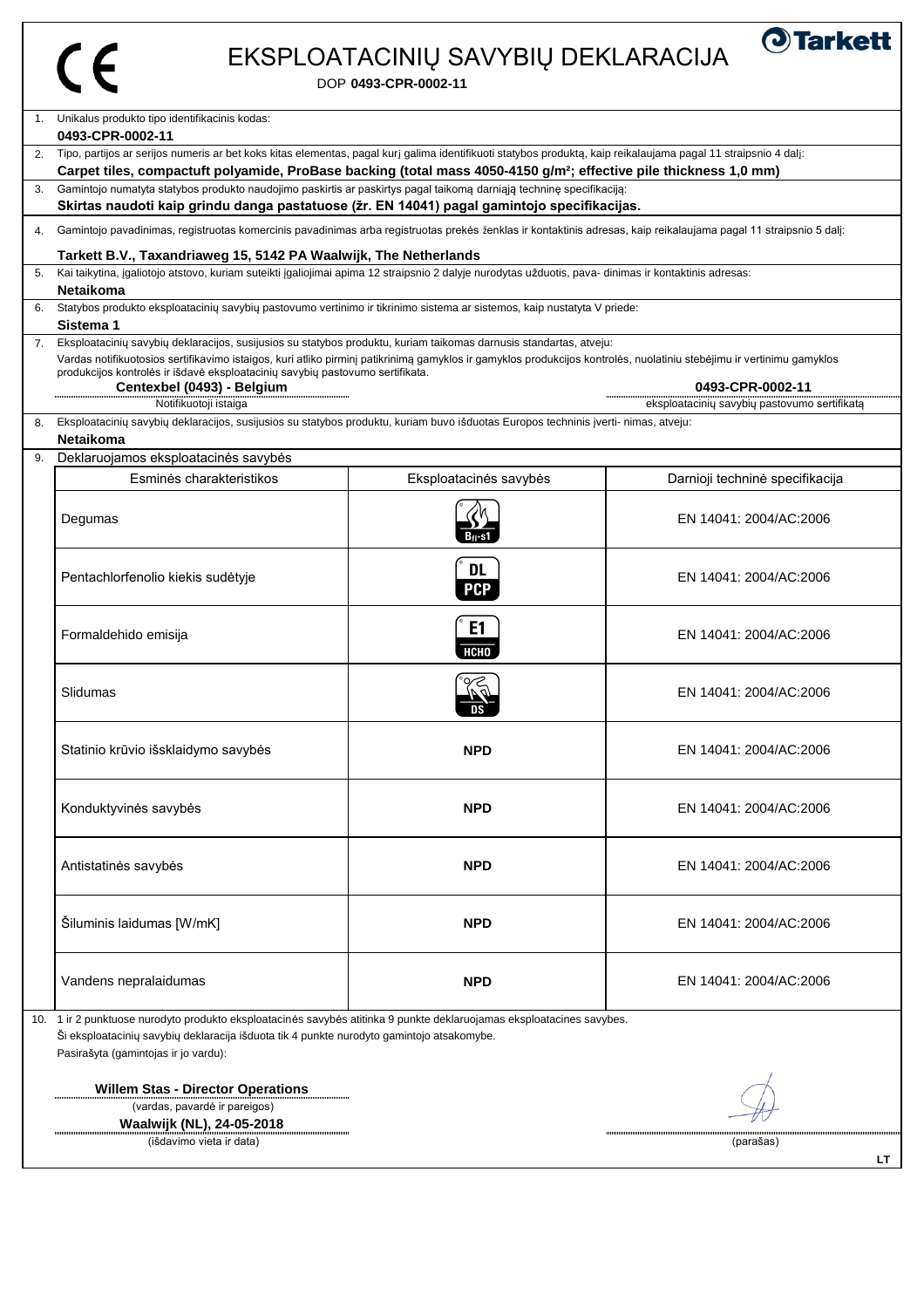# EKSPLOATACINIŲ SAVYBIŲ DEKLARACIJA

DOP **0493-CPR-0002-11**

1. Unikalus produkto tipo identifikacinis kodas:
   **0493-CPR-0002-11**
2. Tipo, partijos ar serijos numeris ar bet koks kitas elementas, pagal kurį galima identifikuoti statybos produktą, kaip reikalaujama pagal 11 straipsnio 4 dalį:
   **Carpet tiles, compactuft polyamide, ProBase backing (total mass 4050-4150 g/m²; effective pile thickness 1,0 mm)**
3. Gamintojo numatyta statybos produkto naudojimo paskirtis ar paskirtys pagal taikomą darniąją techninę specifikaciją:
   **Skirtas naudoti kaip grindu danga pastatuose (žr. EN 14041) pagal gamintojo specifikacijas.**
4. Gamintojo pavadinimas, registruotas komercinis pavadinimas arba registruotas prekės ženklas ir kontaktinis adresas, kaip reikalaujama pagal 11 straipsnio 5 dalį:
   **Tarkett B.V., Taxandriaweg 15, 5142 PA Waalwijk, The Netherlands**
5. Kai taikytina, įgaliotojo atstovo, kuriam suteikti įgaliojimai apima 12 straipsnio 2 dalyje nurodytas užduotis, pava- dinimas ir kontaktinis adresas:
   **Netaikoma**
6. Statybos produkto eksploatacinių savybių pastovumo vertinimo ir tikrinimo sistema ar sistemos, kaip nustatyta V priede:
   **Sistema 1**
7. Eksploatacinių savybių deklaracijos, susijusios su statybos produktu, kuriam taikomas darnusis standartas, atveju:
   Vardas notifikuotosios sertifikavimo istaigos, kuri atliko pirminį patikrinimą gamyklos ir gamyklos produkcijos kontrolės, nuolatiniu stebėjimu ir vertinimu gamyklos produkcijos kontrolės ir išdavė eksploatacinių savybių pastovumo sertifikata.
   **Centexbel (0493) - Belgium** — Notifikuotoji įstaiga
   **0493-CPR-0002-11** — eksploatacinių savybių pastovumo sertifikatą
8. Eksploatacinių savybių deklaracijos, susijusios su statybos produktu, kuriam buvo išduotas Europos techninis įverti- nimas, atveju:
   **Netaikoma**
9. Deklaruojamos eksploatacinės savybės

| Esminės charakteristikos | Eksploatacinės savybės | Darnioji techninė specifikacija |
|---|---|---|
| Degumas | $B_{fl}$-s1 | EN 14041: 2004/AC:2006 |
| Pentachlorfenolio kiekis sudėtyje | DL PCP | EN 14041: 2004/AC:2006 |
| Formaldehido emisija | E1 HCHO | EN 14041: 2004/AC:2006 |
| Slidumas | DS | EN 14041: 2004/AC:2006 |
| Statinio krūvio išsklaidymo savybės | **NPD** | EN 14041: 2004/AC:2006 |
| Konduktyvinės savybės | **NPD** | EN 14041: 2004/AC:2006 |
| Antistatinės savybės | **NPD** | EN 14041: 2004/AC:2006 |
| Šiluminis laidumas [W/mK] | **NPD** | EN 14041: 2004/AC:2006 |
| Vandens nepralaidumas | **NPD** | EN 14041: 2004/AC:2006 |

10. 1 ir 2 punktuose nurodyto produkto eksploatacinės savybės atitinka 9 punkte deklaruojamas eksploatacines savybės.
    Ši eksploatacinių savybių deklaracija išduota tik 4 punkte nurodyto gamintojo atsakomybe.
    Pasirašyta (gamintojas ir jo vardu):

**Willem Stas - Director Operations**
(vardas, pavardė ir pareigos)

**Waalwijk (NL), 24-05-2018**
(išdavimo vieta ir data)

(parašas)

LT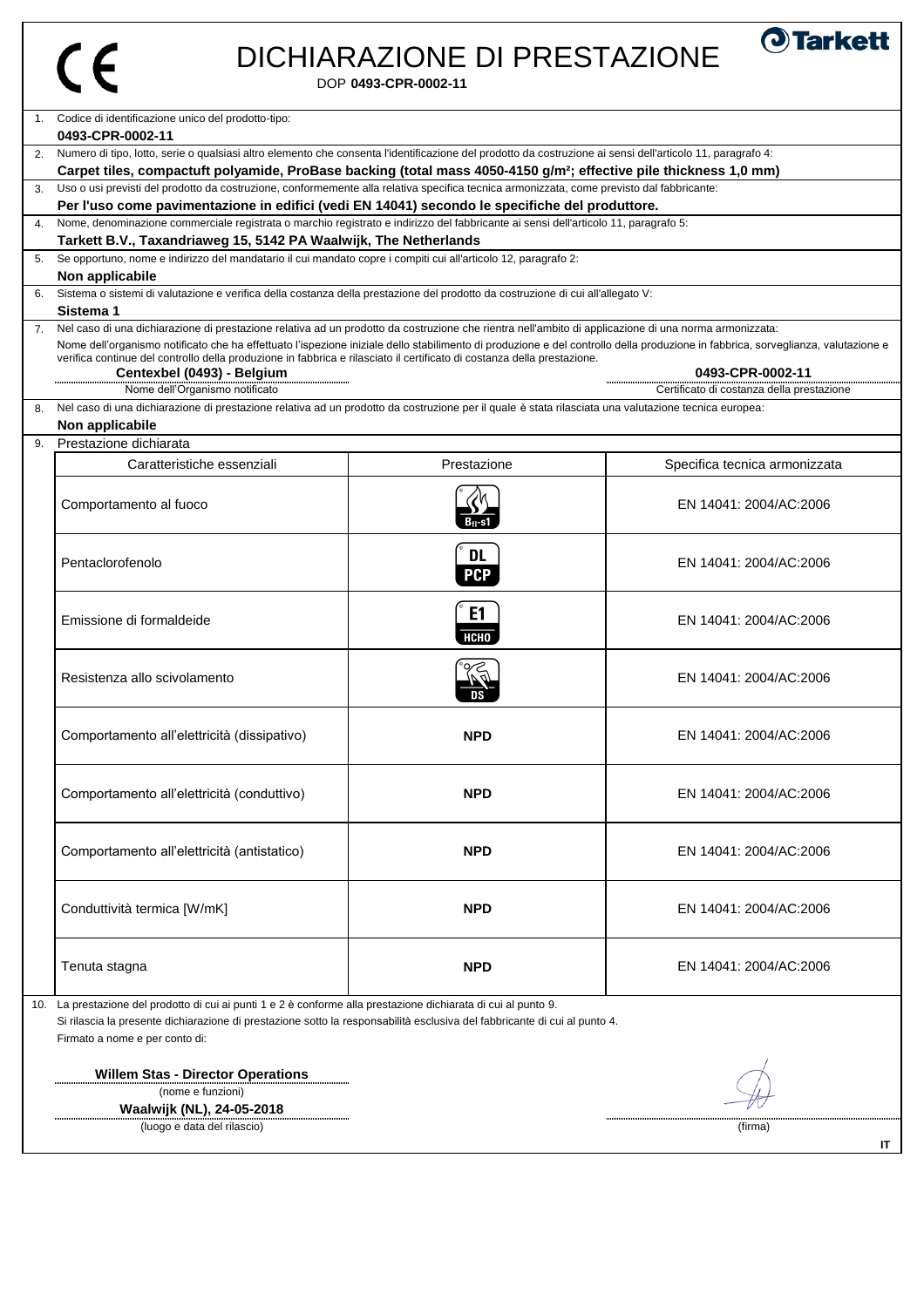# DICHIARAZIONE DI PRESTAZIONE

DOP **0493-CPR-0002-11**

1. Codice di identificazione unico del prodotto-tipo:
   **0493-CPR-0002-11**
2. Numero di tipo, lotto, serie o qualsiasi altro elemento che consenta l'identificazione del prodotto da costruzione ai sensi dell'articolo 11, paragrafo 4:
   **Carpet tiles, compactuft polyamide, ProBase backing (total mass 4050-4150 g/m²; effective pile thickness 1,0 mm)**
3. Uso o usi previsti del prodotto da costruzione, conformemente alla relativa specifica tecnica armonizzata, come previsto dal fabbricante:
   **Per l'uso come pavimentazione in edifici (vedi EN 14041) secondo le specifiche del produttore.**
4. Nome, denominazione commerciale registrata o marchio registrato e indirizzo del fabbricante ai sensi dell'articolo 11, paragrafo 5:
   **Tarkett B.V., Taxandriaweg 15, 5142 PA Waalwijk, The Netherlands**
5. Se opportuno, nome e indirizzo del mandatario il cui mandato copre i compiti cui all'articolo 12, paragrafo 2:
   **Non applicabile**
6. Sistema o sistemi di valutazione e verifica della costanza della prestazione del prodotto da costruzione di cui all'allegato V:
   **Sistema 1**
7. Nel caso di una dichiarazione di prestazione relativa ad un prodotto da costruzione che rientra nell'ambito di applicazione di una norma armonizzata:
   Nome dell'organismo notificato che ha effettuato l'ispezione iniziale dello stabilimento di produzione e del controllo della produzione in fabbrica, sorveglianza, valutazione e verifica continue del controllo della produzione in fabbrica e rilasciato il certificato di costanza della prestazione.
   **Centexbel (0493) - Belgium** (Nome dell'Organismo notificato)
   **0493-CPR-0002-11** (Certificato di costanza della prestazione)
8. Nel caso di una dichiarazione di prestazione relativa ad un prodotto da costruzione per il quale è stata rilasciata una valutazione tecnica europea:
   **Non applicabile**
9. Prestazione dichiarata

| Caratteristiche essenziali | Prestazione | Specifica tecnica armonizzata |
|---|---|---|
| Comportamento al fuoco | $B_{fl}$-s1 | EN 14041: 2004/AC:2006 |
| Pentaclorofenolo | DL PCP | EN 14041: 2004/AC:2006 |
| Emissione di formaldeide | E1 HCHO | EN 14041: 2004/AC:2006 |
| Resistenza allo scivolamento | DS | EN 14041: 2004/AC:2006 |
| Comportamento all'elettricità (dissipativo) | **NPD** | EN 14041: 2004/AC:2006 |
| Comportamento all'elettricità (conduttivo) | **NPD** | EN 14041: 2004/AC:2006 |
| Comportamento all'elettricità (antistatico) | **NPD** | EN 14041: 2004/AC:2006 |
| Conduttività termica [W/mK] | **NPD** | EN 14041: 2004/AC:2006 |
| Tenuta stagna | **NPD** | EN 14041: 2004/AC:2006 |

10. La prestazione del prodotto di cui ai punti 1 e 2 è conforme alla prestazione dichiarata di cui al punto 9.
    Si rilascia la presente dichiarazione di prestazione sotto la responsabilità esclusiva del fabbricante di cui al punto 4.
    Firmato a nome e per conto di:

**Willem Stas - Director Operations**
(nome e funzioni)

**Waalwijk (NL), 24-05-2018**
(luogo e data del rilascio)

(firma)

IT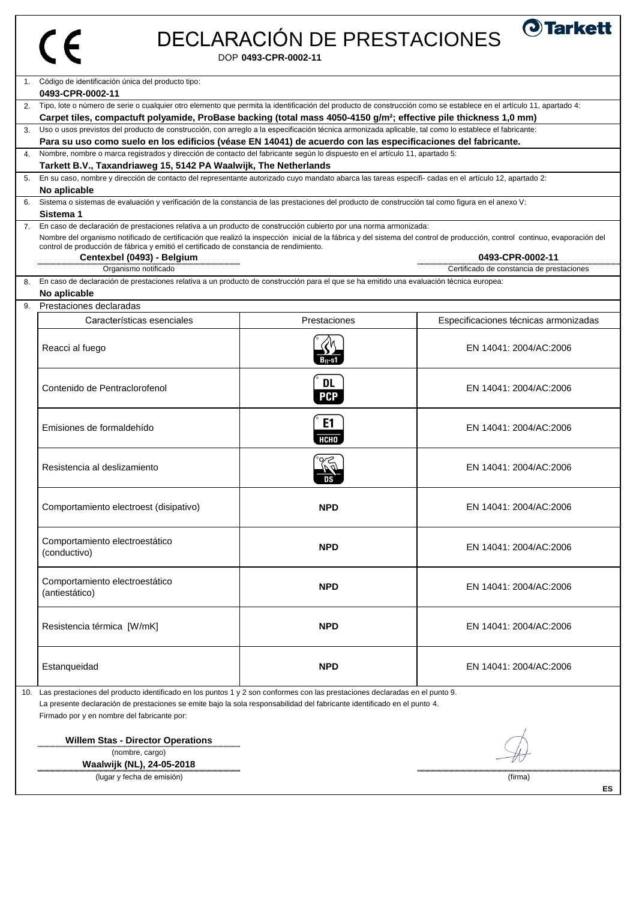CE

# DECLARACIÓN DE PRESTACIONES

Tarkett

DOP **0493-CPR-0002-11**

1. Código de identificación única del producto tipo:
**0493-CPR-0002-11**

2. Tipo, lote o número de serie o cualquier otro elemento que permita la identificación del producto de construcción como se establece en el artículo 11, apartado 4:
**Carpet tiles, compactuft polyamide, ProBase backing (total mass 4050-4150 g/m²; effective pile thickness 1,0 mm)**

3. Uso o usos previstos del producto de construcción, con arreglo a la especificación técnica armonizada aplicable, tal como lo establece el fabricante:
**Para su uso como suelo en los edificios (véase EN 14041) de acuerdo con las especificaciones del fabricante.**

4. Nombre, nombre o marca registrados y dirección de contacto del fabricante según lo dispuesto en el artículo 11, apartado 5:
**Tarkett B.V., Taxandriaweg 15, 5142 PA Waalwijk, The Netherlands**

5. En su caso, nombre y dirección de contacto del representante autorizado cuyo mandato abarca las tareas especifi- cadas en el artículo 12, apartado 2:
**No aplicable**

6. Sistema o sistemas de evaluación y verificación de la constancia de las prestaciones del producto de construcción tal como figura en el anexo V:
**Sistema 1**

7. En caso de declaración de prestaciones relativa a un producto de construcción cubierto por una norma armonizada:
Nombre del organismo notificado de certificación que realizó la inspección inicial de la fábrica y del sistema del control de producción, control continuo, evaporación del control de producción de fábrica y emitió el certificado de constancia de rendimiento.

| **Centexbel (0493) - Belgium** | **0493-CPR-0002-11** |
|---|---|
| Organismo notificado | Certificado de constancia de prestaciones |

8. En caso de declaración de prestaciones relativa a un producto de construcción para el que se ha emitido una evaluación técnica europea:
**No aplicable**

9. Prestaciones declaradas

| Características esenciales | Prestaciones | Especificaciones técnicas armonizadas |
|---|---|---|
| Reacci al fuego | $B_{fl}$-s1 | EN 14041: 2004/AC:2006 |
| Contenido de Pentraclorofenol | DL PCP | EN 14041: 2004/AC:2006 |
| Emisiones de formaldehído | E1 HCHO | EN 14041: 2004/AC:2006 |
| Resistencia al deslizamiento | DS | EN 14041: 2004/AC:2006 |
| Comportamiento electroest (disipativo) | **NPD** | EN 14041: 2004/AC:2006 |
| Comportamiento electroestático (conductivo) | **NPD** | EN 14041: 2004/AC:2006 |
| Comportamiento electroestático (antiestático) | **NPD** | EN 14041: 2004/AC:2006 |
| Resistencia térmica [W/mK] | **NPD** | EN 14041: 2004/AC:2006 |
| Estanqueidad | **NPD** | EN 14041: 2004/AC:2006 |

10. Las prestaciones del producto identificado en los puntos 1 y 2 son conformes con las prestaciones declaradas en el punto 9.
La presente declaración de prestaciones se emite bajo la sola responsabilidad del fabricante identificado en el punto 4.
Firmado por y en nombre del fabricante por:

**Willem Stas - Director Operations**
(nombre, cargo)

**Waalwijk (NL), 24-05-2018**
(lugar y fecha de emisión)

(firma)

ES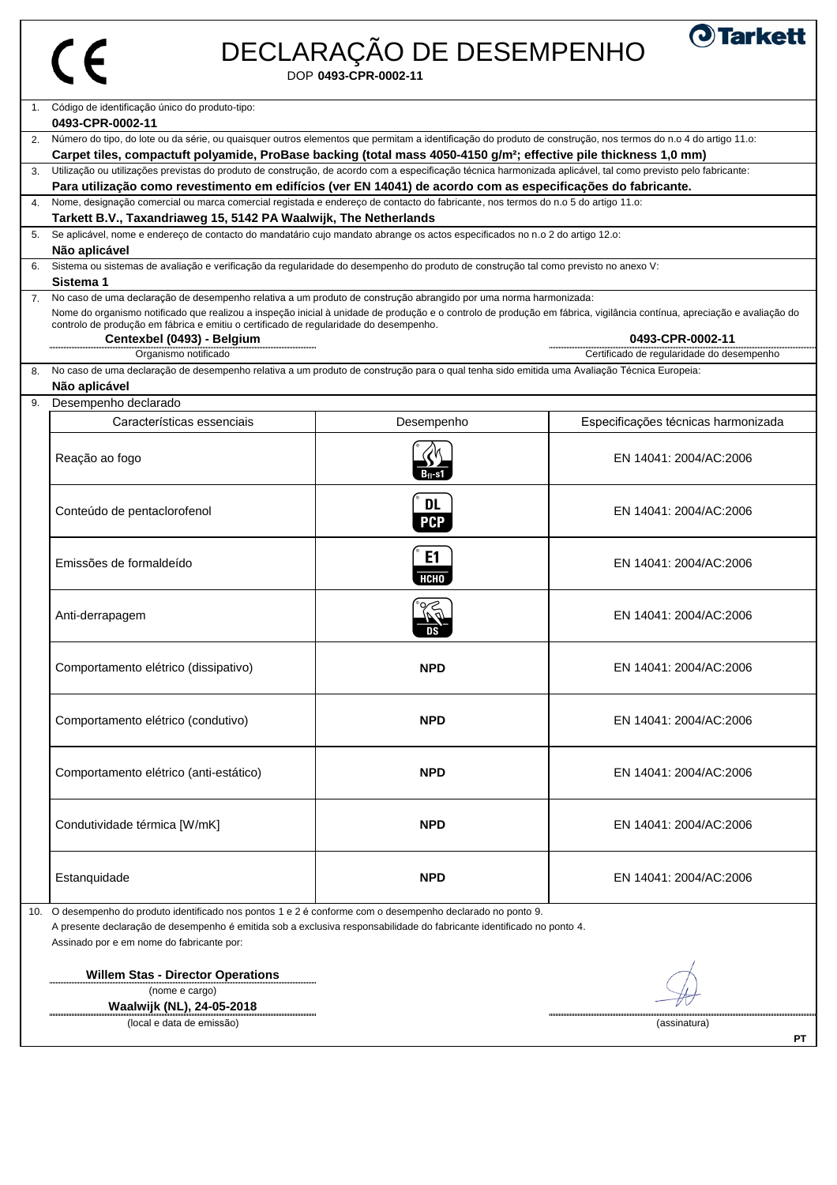# DECLARAÇÃO DE DESEMPENHO

DOP **0493-CPR-0002-11**

1. Código de identificação único do produto-tipo:
   **0493-CPR-0002-11**
2. Número do tipo, do lote ou da série, ou quaisquer outros elementos que permitam a identificação do produto de construção, nos termos do n.o 4 do artigo 11.o:
   **Carpet tiles, compactuft polyamide, ProBase backing (total mass 4050-4150 g/m²; effective pile thickness 1,0 mm)**
3. Utilização ou utilizações previstas do produto de construção, de acordo com a especificação técnica harmonizada aplicável, tal como previsto pelo fabricante:
   **Para utilização como revestimento em edifícios (ver EN 14041) de acordo com as especificações do fabricante.**
4. Nome, designação comercial ou marca comercial registada e endereço de contacto do fabricante, nos termos do n.o 5 do artigo 11.o:
   **Tarkett B.V., Taxandriaweg 15, 5142 PA Waalwijk, The Netherlands**
5. Se aplicável, nome e endereço de contacto do mandatário cujo mandato abrange os actos especificados no n.o 2 do artigo 12.o:
   **Não aplicável**
6. Sistema ou sistemas de avaliação e verificação da regularidade do desempenho do produto de construção tal como previsto no anexo V:
   **Sistema 1**
7. No caso de uma declaração de desempenho relativa a um produto de construção abrangido por uma norma harmonizada:
   Nome do organismo notificado que realizou a inspeção inicial à unidade de produção e o controlo de produção em fábrica, vigilância contínua, apreciação e avaliação do controlo de produção em fábrica e emitiu o certificado de regularidade do desempenho.
   **Centexbel (0493) - Belgium** (Organismo notificado) — **0493-CPR-0002-11** (Certificado de regularidade do desempenho)
8. No caso de uma declaração de desempenho relativa a um produto de construção para o qual tenha sido emitida uma Avaliação Técnica Europeia:
   **Não aplicável**
9. Desempenho declarado

| Características essenciais | Desempenho | Especificações técnicas harmonizada |
|---|---|---|
| Reação ao fogo | $B_{fl}$-s1 | EN 14041: 2004/AC:2006 |
| Conteúdo de pentaclorofenol | DL PCP | EN 14041: 2004/AC:2006 |
| Emissões de formaldeído | E1 HCHO | EN 14041: 2004/AC:2006 |
| Anti-derrapagem | DS | EN 14041: 2004/AC:2006 |
| Comportamento elétrico (dissipativo) | **NPD** | EN 14041: 2004/AC:2006 |
| Comportamento elétrico (condutivo) | **NPD** | EN 14041: 2004/AC:2006 |
| Comportamento elétrico (anti-estático) | **NPD** | EN 14041: 2004/AC:2006 |
| Condutividade térmica [W/mK] | **NPD** | EN 14041: 2004/AC:2006 |
| Estanquidade | **NPD** | EN 14041: 2004/AC:2006 |

10. O desempenho do produto identificado nos pontos 1 e 2 é conforme com o desempenho declarado no ponto 9.
    A presente declaração de desempenho é emitida sob a exclusiva responsabilidade do fabricante identificado no ponto 4.
    Assinado por e em nome do fabricante por:

**Willem Stas - Director Operations**
(nome e cargo)

**Waalwijk (NL), 24-05-2018**
(local e data de emissão)

(assinatura)

PT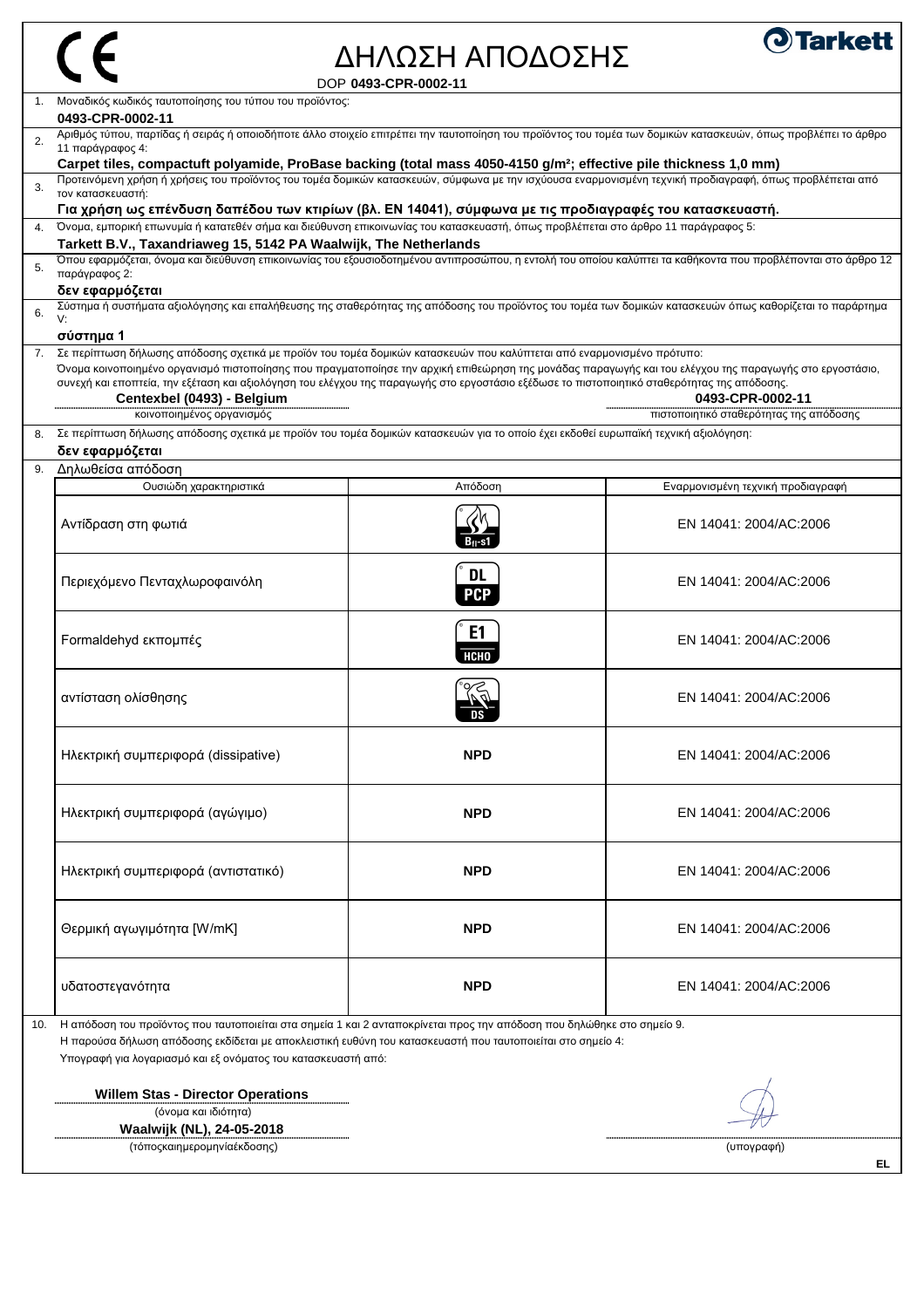# ΔΗΛΩΣΗ ΑΠΟΔΟΣΗΣ

DOP **0493-CPR-0002-11**

1. Μοναδικός κωδικός ταυτοποίησης του τύπου του προϊόντος:
   **0493-CPR-0002-11**
2. Αριθμός τύπου, παρτίδας ή σειράς ή οποιοδήποτε άλλο στοιχείο επιτρέπει την ταυτοποίηση του προϊόντος του τομέα των δομικών κατασκευών, όπως προβλέπει το άρθρο 11 παράγραφος 4:
   **Carpet tiles, compactuft polyamide, ProBase backing (total mass 4050-4150 g/m²; effective pile thickness 1,0 mm)**
3. Προτεινόμενη χρήση ή χρήσεις του προϊόντος του τομέα δομικών κατασκευών, σύμφωνα με την ισχύουσα εναρμονισμένη τεχνική προδιαγραφή, όπως προβλέπεται από τον κατασκευαστή:
   **Για χρήση ως επένδυση δαπέδου των κτιρίων (βλ. EN 14041), σύμφωνα με τις προδιαγραφές του κατασκευαστή.**
4. Όνομα, εμπορική επωνυμία ή κατατεθέν σήμα και διεύθυνση επικοινωνίας του κατασκευαστή, όπως προβλέπεται στο άρθρο 11 παράγραφος 5:
   **Tarkett B.V., Taxandriaweg 15, 5142 PA Waalwijk, The Netherlands**
5. Όπου εφαρμόζεται, όνομα και διεύθυνση επικοινωνίας του εξουσιοδοτημένου αντιπροσώπου, η εντολή του οποίου καλύπτει τα καθήκοντα που προβλέπονται στο άρθρο 12 παράγραφος 2:
   **δεν εφαρμόζεται**
6. Σύστημα ή συστήματα αξιολόγησης και επαλήθευσης της σταθερότητας της απόδοσης του προϊόντος του τομέα των δομικών κατασκευών όπως καθορίζεται το παράρτημα V:
   **σύστημα 1**
7. Σε περίπτωση δήλωσης απόδοσης σχετικά με προϊόν του τομέα δομικών κατασκευών που καλύπτεται από εναρμονισμένο πρότυπο:
   Όνομα κοινοποιημένο οργανισμό πιστοποίησης που πραγματοποίησε την αρχική επιθεώρηση της μονάδας παραγωγής και του ελέγχου της παραγωγής στο εργοστάσιο, συνεχή και εποπτεία, την εξέταση και αξιολόγηση του ελέγχου της παραγωγής στο εργοστάσιο εξέδωσε το πιστοποιητικό σταθερότητας της απόδοσης.
   **Centexbel (0493) - Belgium** (κοινοποιημένος οργανισμός)
   **0493-CPR-0002-11** (πιστοποιητικό σταθερότητας της απόδοσης)
8. Σε περίπτωση δήλωσης απόδοσης σχετικά με προϊόν του τομέα δομικών κατασκευών για το οποίο έχει εκδοθεί ευρωπαϊκή τεχνική αξιολόγηση:
   **δεν εφαρμόζεται**
9. Δηλωθείσα απόδοση

| Ουσιώδη χαρακτηριστικά | Απόδοση | Εναρμονισμένη τεχνική προδιαγραφή |
|---|---|---|
| Αντίδραση στη φωτιά | $B_{fl}$-s1 | EN 14041: 2004/AC:2006 |
| Περιεχόμενο Πενταχλωροφαινόλη | DL PCP | EN 14041: 2004/AC:2006 |
| Formaldehyd εκπομπές | E1 HCHO | EN 14041: 2004/AC:2006 |
| αντίσταση ολίσθησης | DS | EN 14041: 2004/AC:2006 |
| Ηλεκτρική συμπεριφορά (dissipative) | **NPD** | EN 14041: 2004/AC:2006 |
| Ηλεκτρική συμπεριφορά (αγώγιμο) | **NPD** | EN 14041: 2004/AC:2006 |
| Ηλεκτρική συμπεριφορά (αντιστατικό) | **NPD** | EN 14041: 2004/AC:2006 |
| Θερμική αγωγιμότητα [W/mK] | **NPD** | EN 14041: 2004/AC:2006 |
| υδατοστεγανότητα | **NPD** | EN 14041: 2004/AC:2006 |

10. Η απόδοση του προϊόντος που ταυτοποιείται στα σημεία 1 και 2 ανταποκρίνεται προς την απόδοση που δηλώθηκε στο σημείο 9.
    Η παρούσα δήλωση απόδοσης εκδίδεται με αποκλειστική ευθύνη του κατασκευαστή που ταυτοποιείται στο σημείο 4:
    Υπογραφή για λογαριασμό και εξ ονόματος του κατασκευαστή από:

**Willem Stas - Director Operations**
(όνομα και ιδιότητα)

**Waalwijk (NL), 24-05-2018**
(τόποςκαιημερομηνίαέκδοσης)

(υπογραφή)

EL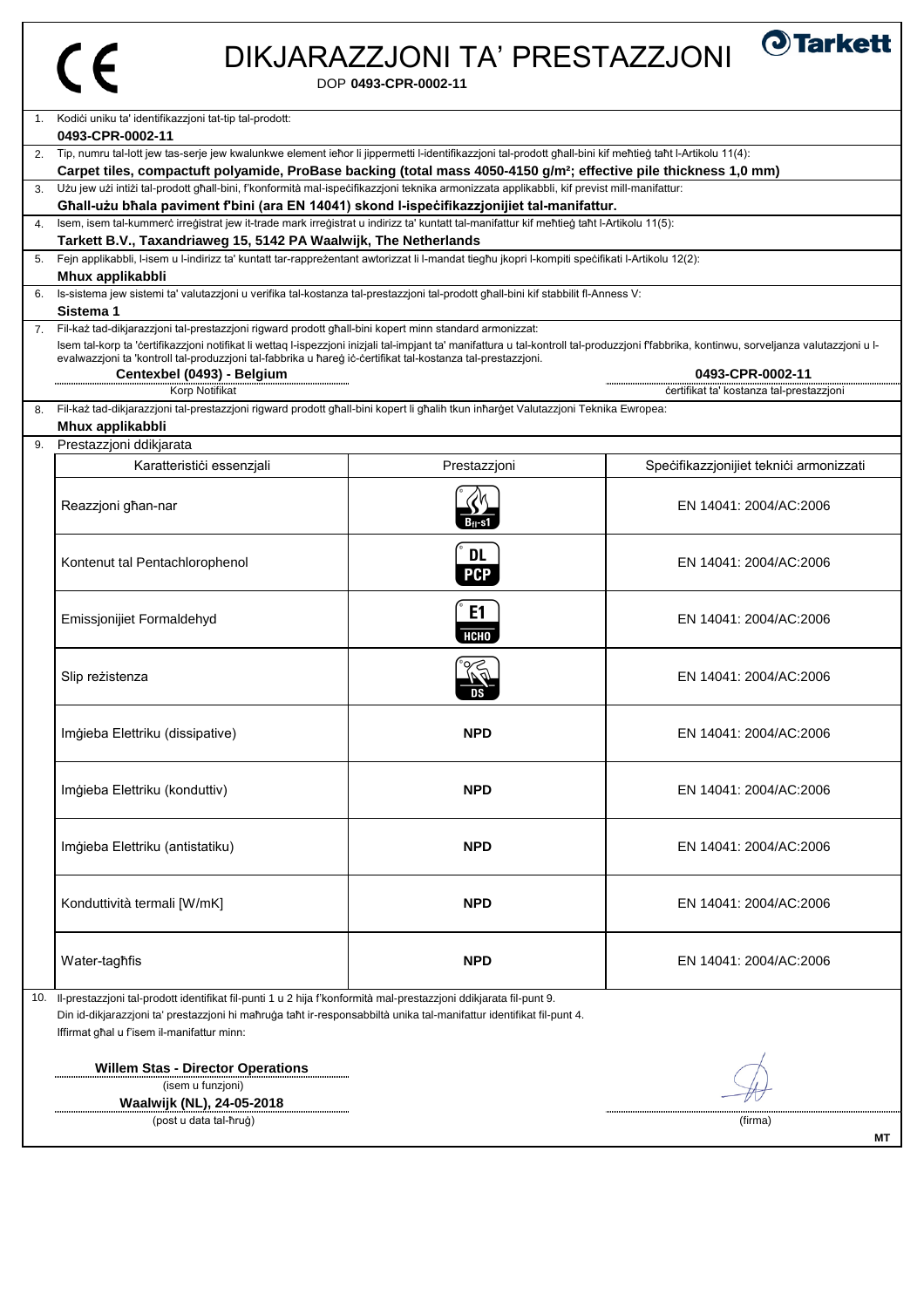# DIKJARAZZJONI TA' PRESTAZZJONI

DOP **0493-CPR-0002-11**

1. Kodiċi uniku ta' identifikazzjoni tat-tip tal-prodott:
   **0493-CPR-0002-11**
2. Tip, numru tal-lott jew tas-serje jew kwalunkwe element ieħor li jippermetti l-identifikazzjoni tal-prodott għall-bini kif meħtieġ taħt l-Artikolu 11(4):
   **Carpet tiles, compactuft polyamide, ProBase backing (total mass 4050-4150 g/m²; effective pile thickness 1,0 mm)**
3. Użu jew użi intiżi tal-prodott għall-bini, f'konformità mal-ispeċifikazzjoni teknika armonizzata applikabbli, kif previst mill-manifattur:
   **Għall-użu bħala paviment f'bini (ara EN 14041) skond l-ispeċifikazzjonijiet tal-manifattur.**
4. Isem, isem tal-kummerċ irreġistrat jew it-trade mark irreġistrat u indirizz ta' kuntatt tal-manifattur kif meħtieġ taħt l-Artikolu 11(5):
   **Tarkett B.V., Taxandriaweg 15, 5142 PA Waalwijk, The Netherlands**
5. Fejn applikabbli, l-isem u l-indirizz ta' kuntatt tar-rappreżentant awtorizzat li l-mandat tiegħu jkopri l-kompiti speċifikati l-Artikolu 12(2):
   **Mhux applikabbli**
6. Is-sistema jew sistemi ta' valutazzjoni u verifika tal-kostanza tal-prestazzjoni tal-prodott għall-bini kif stabbilit fl-Anness V:
   **Sistema 1**
7. Fil-każ tad-dikjarazzjoni tal-prestazzjoni rigward prodott għall-bini kopert minn standard armonizzat:
   Isem tal-korp ta 'ċertifikazzjoni notifikat li wettaq l-ispezzjoni inizjali tal-impjant ta' manifattura u tal-kontroll tal-produzzjoni f'fabbrika, kontinwu, sorveljanza valutazzjoni u l-evalwazzjoni ta 'kontroll tal-produzzjoni tal-fabbrika u ħareġ iċ-ċertifikat tal-kostanza tal-prestazzjoni.
   **Centexbel (0493) - Belgium** — Korp Notifikat
   **0493-CPR-0002-11** — ċertifikat ta' kostanza tal-prestazzjoni
8. Fil-każ tad-dikjarazzjoni tal-prestazzjoni rigward prodott għall-bini kopert li għalih tkun inħarġet Valutazzjoni Teknika Ewropea:
   **Mhux applikabbli**
9. Prestazzjoni ddikjarata

| Karatteristiċi essenzjali | Prestazzjoni | Speċifikazzjonijiet tekniċi armonizzati |
|---|---|---|
| Reazzjoni għan-nar | $B_{fl}$-s1 | EN 14041: 2004/AC:2006 |
| Kontenut tal Pentachlorophenol | DL PCP | EN 14041: 2004/AC:2006 |
| Emissjonijiet Formaldehyd | E1 HCHO | EN 14041: 2004/AC:2006 |
| Slip reżistenza | DS | EN 14041: 2004/AC:2006 |
| Imġieba Elettriku (dissipative) | **NPD** | EN 14041: 2004/AC:2006 |
| Imġieba Elettriku (konduttiv) | **NPD** | EN 14041: 2004/AC:2006 |
| Imġieba Elettriku (antistatiku) | **NPD** | EN 14041: 2004/AC:2006 |
| Konduttività termali [W/mK] | **NPD** | EN 14041: 2004/AC:2006 |
| Water-tagħfis | **NPD** | EN 14041: 2004/AC:2006 |

10. Il-prestazzjoni tal-prodott identifikat fil-punti 1 u 2 hija f'konformità mal-prestazzjoni ddikjarata fil-punt 9.
    Din id-dikjarazzjoni ta' prestazzjoni hi maħruġa taħt ir-responsabbiltà unika tal-manifattur identifikat fil-punt 4.
    Iffirmat għal u f'isem il-manifattur minn:

**Willem Stas - Director Operations**
(isem u funzjoni)

**Waalwijk (NL), 24-05-2018**
(post u data tal-ħruġ)

(firma)

MT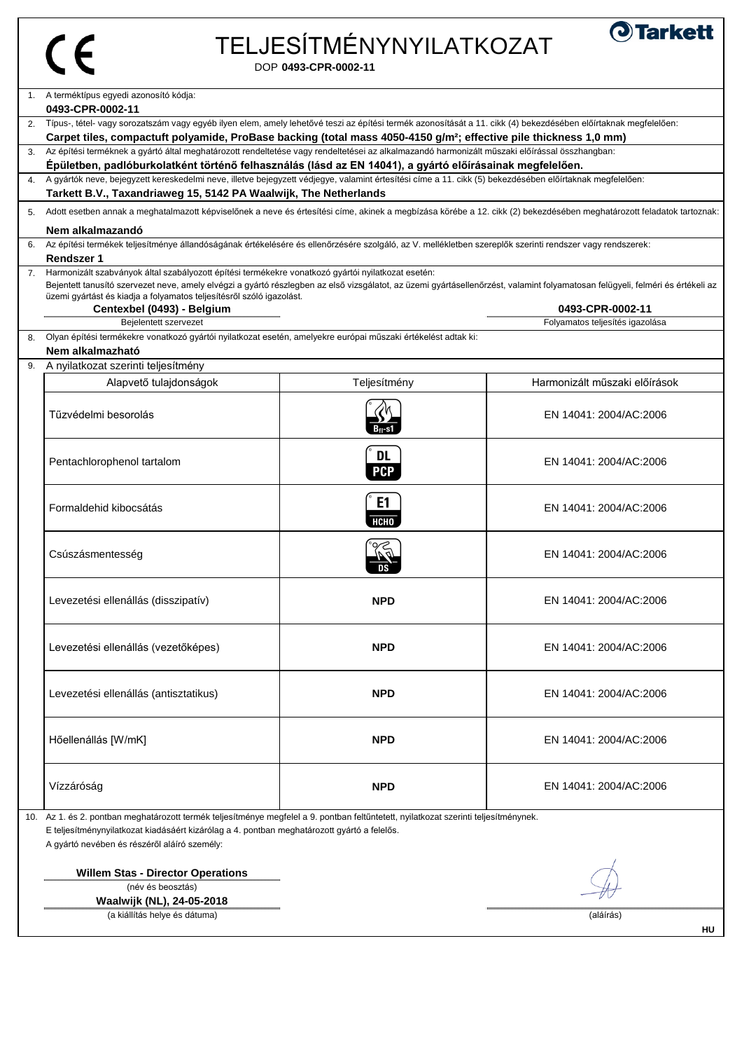CE

# TELJESÍTMÉNYNYILATKOZAT

DOP **0493-CPR-0002-11**

Tarkett

1. A terméktípus egyedi azonosító kódja:
   **0493-CPR-0002-11**
2. Típus-, tétel- vagy sorozatszám vagy egyéb ilyen elem, amely lehetővé teszi az építési termék azonosítását a 11. cikk (4) bekezdésében előírtaknak megfelelően:
   **Carpet tiles, compactuft polyamide, ProBase backing (total mass 4050-4150 g/m²; effective pile thickness 1,0 mm)**
3. Az építési terméknek a gyártó által meghatározott rendeltetése vagy rendeltetései az alkalmazandó harmonizált műszaki előírással összhangban:
   **Épületben, padlóburkolatként történő felhasználás (lásd az EN 14041), a gyártó előírásainak megfelelően.**
4. A gyártók neve, bejegyzett kereskedelmi neve, illetve bejegyzett védjegye, valamint értesítési címe a 11. cikk (5) bekezdésében előírtaknak megfelelően:
   **Tarkett B.V., Taxandriaweg 15, 5142 PA Waalwijk, The Netherlands**
5. Adott esetben annak a meghatalmazott képviselőnek a neve és értesítési címe, akinek a megbízása körébe a 12. cikk (2) bekezdésében meghatározott feladatok tartoznak:
   **Nem alkalmazandó**
6. Az építési termékek teljesítménye állandóságának értékelésére és ellenőrzésére szolgáló, az V. mellékletben szereplők szerinti rendszer vagy rendszerek:
   **Rendszer 1**
7. Harmonizált szabványok által szabályozott építési termékekre vonatkozó gyártói nyilatkozat esetén:
   Bejelentett tanusító szervezet neve, amely elvégzi a gyártó részlegben az első vizsgálatot, az üzemi gyártásellenőrzést, valamint folyamatosan felügyeli, felméri és értékeli az üzemi gyártást és kiadja a folyamatos teljesítésről szóló igazolást.

   **Centexbel (0493) - Belgium** — Bejelentett szervezet

   **0493-CPR-0002-11** — Folyamatos teljesítés igazolása
8. Olyan építési termékekre vonatkozó gyártói nyilatkozat esetén, amelyekre európai műszaki értékelést adtak ki:
   **Nem alkalmazható**
9. A nyilatkozat szerinti teljesítmény

| Alapvető tulajdonságok | Teljesítmény | Harmonizált műszaki előírások |
|---|---|---|
| Tűzvédelmi besorolás | $B_{fl}$-s1 | EN 14041: 2004/AC:2006 |
| Pentachlorophenol tartalom | DL PCP | EN 14041: 2004/AC:2006 |
| Formaldehid kibocsátás | E1 HCHO | EN 14041: 2004/AC:2006 |
| Csúszásmentesség | DS | EN 14041: 2004/AC:2006 |
| Levezetési ellenállás (disszipatív) | **NPD** | EN 14041: 2004/AC:2006 |
| Levezetési ellenállás (vezetőképes) | **NPD** | EN 14041: 2004/AC:2006 |
| Levezetési ellenállás (antisztatikus) | **NPD** | EN 14041: 2004/AC:2006 |
| Hőellenállás [W/mK] | **NPD** | EN 14041: 2004/AC:2006 |
| Vízzáróság | **NPD** | EN 14041: 2004/AC:2006 |

10. Az 1. és 2. pontban meghatározott termék teljesítménye megfelel a 9. pontban feltüntetett, nyilatkozat szerinti teljesítménynek.
    E teljesítménynyilatkozat kiadásáért kizárólag a 4. pontban meghatározott gyártó a felelős.
    A gyártó nevében és részéről aláíró személy:

**Willem Stas - Director Operations**
(név és beosztás)

**Waalwijk (NL), 24-05-2018**
(a kiállítás helye és dátuma)

(aláírás)

HU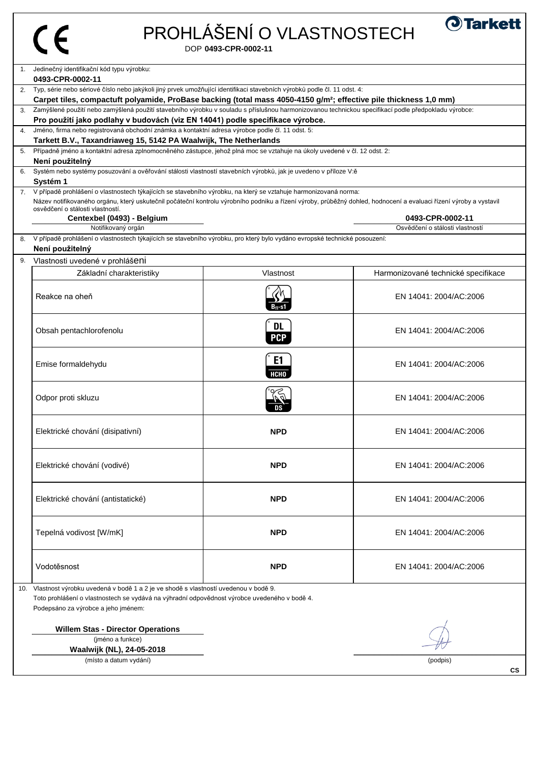# PROHLÁŠENÍ O VLASTNOSTECH

DOP **0493-CPR-0002-11**

1. Jedinečný identifikační kód typu výrobku:
   **0493-CPR-0002-11**
2. Typ, série nebo sériové číslo nebo jakýkoli jiný prvek umožňující identifikaci stavebních výrobků podle čl. 11 odst. 4:
   **Carpet tiles, compactuft polyamide, ProBase backing (total mass 4050-4150 g/m²; effective pile thickness 1,0 mm)**
3. Zamýšlené použití nebo zamýšlená použití stavebního výrobku v souladu s příslušnou harmonizovanou technickou specifikací podle předpokladu výrobce:
   **Pro použití jako podlahy v budovách (viz EN 14041) podle specifikace výrobce.**
4. Jméno, firma nebo registrovaná obchodní známka a kontaktní adresa výrobce podle čl. 11 odst. 5:
   **Tarkett B.V., Taxandriaweg 15, 5142 PA Waalwijk, The Netherlands**
5. Případně jméno a kontaktní adresa zplnomocněného zástupce, jehož plná moc se vztahuje na úkoly uvedené v čl. 12 odst. 2:
   **Není použitelný**
6. Systém nebo systémy posuzování a ověřování stálosti vlastností stavebních výrobků, jak je uvedeno v příloze V:ě
   **Systém 1**
7. V případě prohlášení o vlastnostech týkajících se stavebního výrobku, na který se vztahuje harmonizovaná norma:
   Název notifikovaného orgánu, který uskutečnil počáteční kontrolu výrobního podniku a řízení výroby, průběžný dohled, hodnocení a evaluaci řízení výroby a vystavil osvědčení o stálosti vlastností.
   **Centexbel (0493) - Belgium** — Notifikovaný orgán
   **0493-CPR-0002-11** — Osvědčení o stálosti vlastností
8. V případě prohlášení o vlastnostech týkajících se stavebního výrobku, pro který bylo vydáno evropské technické posouzení:
   **Není použitelný**
9. Vlastnosti uvedené v prohlášení

| Základní charakteristiky | Vlastnost | Harmonizované technické specifikace |
|---|---|---|
| Reakce na oheň | $B_{fl}$-s1 | EN 14041: 2004/AC:2006 |
| Obsah pentachlorofenolu | DL PCP | EN 14041: 2004/AC:2006 |
| Emise formaldehydu | E1 HCHO | EN 14041: 2004/AC:2006 |
| Odpor proti skluzu | DS | EN 14041: 2004/AC:2006 |
| Elektrické chování (disipativní) | **NPD** | EN 14041: 2004/AC:2006 |
| Elektrické chování (vodivé) | **NPD** | EN 14041: 2004/AC:2006 |
| Elektrické chování (antistatické) | **NPD** | EN 14041: 2004/AC:2006 |
| Tepelná vodivost [W/mK] | **NPD** | EN 14041: 2004/AC:2006 |
| Vodotěsnost | **NPD** | EN 14041: 2004/AC:2006 |

10. Vlastnost výrobku uvedená v bodě 1 a 2 je ve shodě s vlastností uvedenou v bodě 9.
    Toto prohlášení o vlastnostech se vydává na výhradní odpovědnost výrobce uvedeného v bodě 4.
    Podepsáno za výrobce a jeho jménem:

**Willem Stas - Director Operations**
(jméno a funkce)

**Waalwijk (NL), 24-05-2018**
(místo a datum vydání)

(podpis)

CS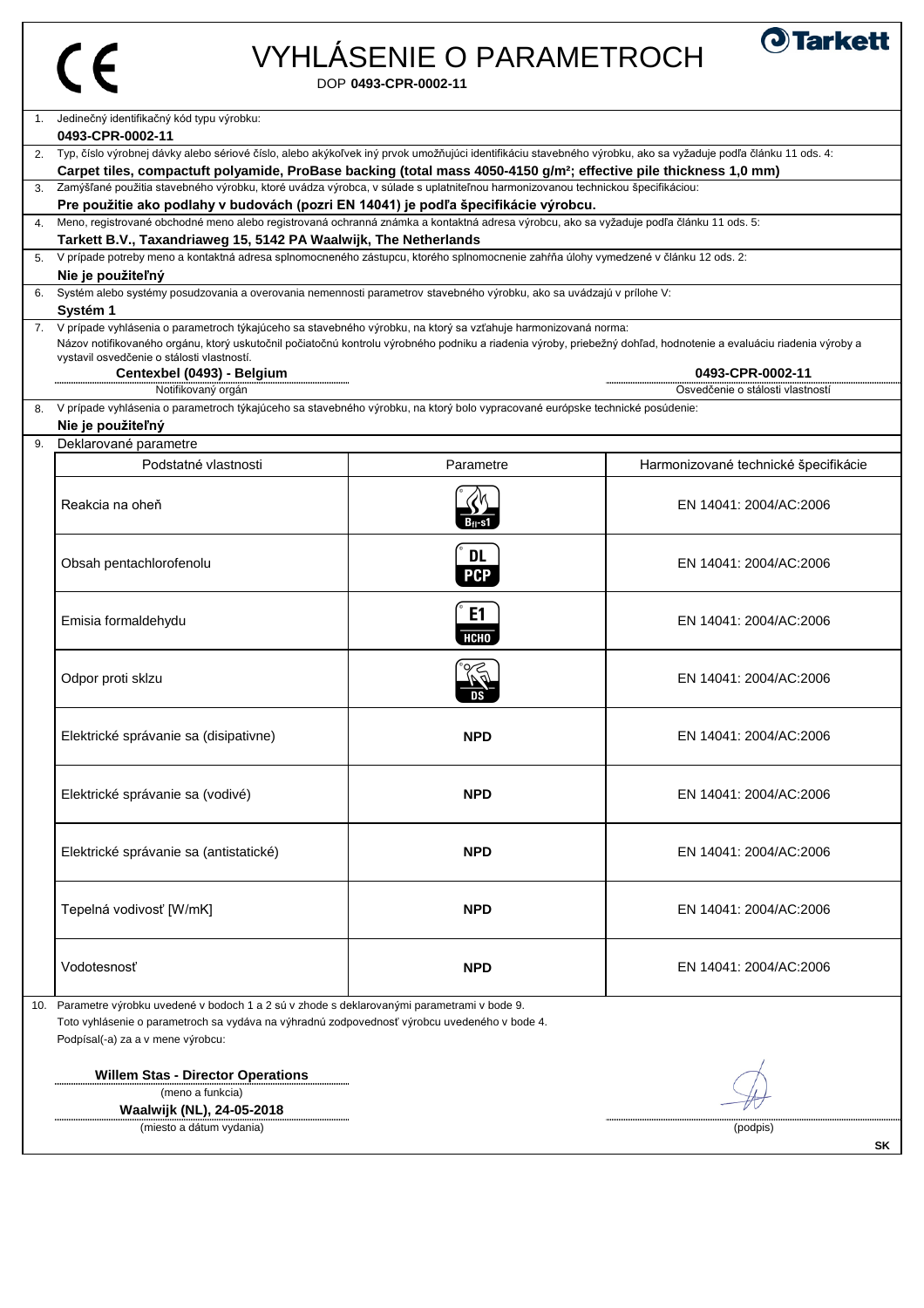# VYHLÁSENIE O PARAMETROCH

DOP **0493-CPR-0002-11**

1. Jedinečný identifikačný kód typu výrobku:
   **0493-CPR-0002-11**
2. Typ, číslo výrobnej dávky alebo sériové číslo, alebo akýkoľvek iný prvok umožňujúci identifikáciu stavebného výrobku, ako sa vyžaduje podľa článku 11 ods. 4:
   **Carpet tiles, compactuft polyamide, ProBase backing (total mass 4050-4150 g/m²; effective pile thickness 1,0 mm)**
3. Zamýšľané použitia stavebného výrobku, ktoré uvádza výrobca, v súlade s uplatniteľnou harmonizovanou technickou špecifikáciou:
   **Pre použitie ako podlahy v budovách (pozri EN 14041) je podľa špecifikácie výrobcu.**
4. Meno, registrované obchodné meno alebo registrovaná ochranná známka a kontaktná adresa výrobcu, ako sa vyžaduje podľa článku 11 ods. 5:
   **Tarkett B.V., Taxandriaweg 15, 5142 PA Waalwijk, The Netherlands**
5. V prípade potreby meno a kontaktná adresa splnomocneného zástupcu, ktorého splnomocnenie zahŕňa úlohy vymedzené v článku 12 ods. 2:
   **Nie je použiteľný**
6. Systém alebo systémy posudzovania a overovania nemennosti parametrov stavebného výrobku, ako sa uvádzajú v prílohe V:
   **Systém 1**
7. V prípade vyhlásenia o parametroch týkajúceho sa stavebného výrobku, na ktorý sa vzťahuje harmonizovaná norma:
   Názov notifikovaného orgánu, ktorý uskutočnil počiatočnú kontrolu výrobného podniku a riadenia výroby, priebežný dohľad, hodnotenie a evaluáciu riadenia výroby a vystavil osvedčenie o stálosti vlastností.

   **Centexbel (0493) - Belgium** — Notifikovaný orgán

   **0493-CPR-0002-11** — Osvedčenie o stálosti vlastností
8. V prípade vyhlásenia o parametroch týkajúceho sa stavebného výrobku, na ktorý bolo vypracované európske technické posúdenie:
   **Nie je použiteľný**
9. Deklarované parametre

| Podstatné vlastnosti | Parametre | Harmonizované technické špecifikácie |
|---|---|---|
| Reakcia na oheň | $B_{fl}$-s1 | EN 14041: 2004/AC:2006 |
| Obsah pentachlorofenolu | DL PCP | EN 14041: 2004/AC:2006 |
| Emisia formaldehydu | E1 HCHO | EN 14041: 2004/AC:2006 |
| Odpor proti sklzu | DS | EN 14041: 2004/AC:2006 |
| Elektrické správanie sa (disipatívne) | **NPD** | EN 14041: 2004/AC:2006 |
| Elektrické správanie sa (vodivé) | **NPD** | EN 14041: 2004/AC:2006 |
| Elektrické správanie sa (antistatické) | **NPD** | EN 14041: 2004/AC:2006 |
| Tepelná vodivosť [W/mK] | **NPD** | EN 14041: 2004/AC:2006 |
| Vodotesnosť | **NPD** | EN 14041: 2004/AC:2006 |

10. Parametre výrobku uvedené v bodoch 1 a 2 sú v zhode s deklarovanými parametrami v bode 9.
    Toto vyhlásenie o parametroch sa vydáva na výhradnú zodpovednosť výrobcu uvedeného v bode 4.
    Podpísal(-a) za a v mene výrobcu:

**Willem Stas - Director Operations**
(meno a funkcia)

**Waalwijk (NL), 24-05-2018**
(miesto a dátum vydania)

(podpis)

SK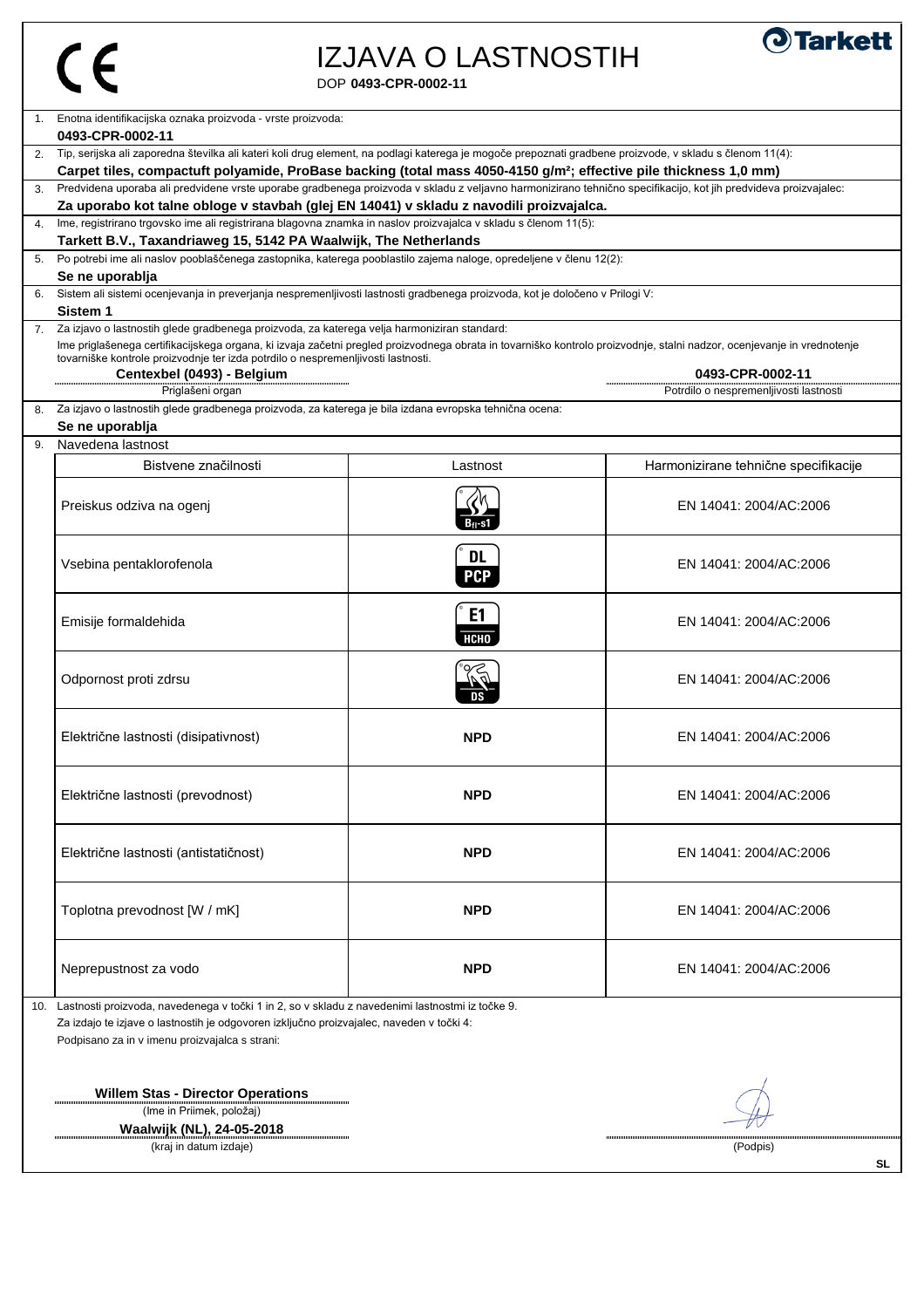CE

# IZJAVA O LASTNOSTIH

DOP **0493-CPR-0002-11**

**Tarkett**

1. Enotna identifikacijska oznaka proizvoda - vrste proizvoda:
   **0493-CPR-0002-11**
2. Tip, serijska ali zaporedna številka ali kateri koli drug element, na podlagi katerega je mogoče prepoznati gradbene proizvode, v skladu s členom 11(4):
   **Carpet tiles, compactuft polyamide, ProBase backing (total mass 4050-4150 g/m²; effective pile thickness 1,0 mm)**
3. Predvidena uporaba ali predvidene vrste uporabe gradbenega proizvoda v skladu z veljavno harmonizirano tehnično specifikacijo, kot jih predvideva proizvajalec:
   **Za uporabo kot talne obloge v stavbah (glej EN 14041) v skladu z navodili proizvajalca.**
4. Ime, registrirano trgovsko ime ali registrirana blagovna znamka in naslov proizvajalca v skladu s členom 11(5):
   **Tarkett B.V., Taxandriaweg 15, 5142 PA Waalwijk, The Netherlands**
5. Po potrebi ime ali naslov pooblaščenega zastopnika, katerega pooblastilo zajema naloge, opredeljene v členu 12(2):
   **Se ne uporablja**
6. Sistem ali sistemi ocenjevanja in preverjanja nespremenljivosti lastnosti gradbenega proizvoda, kot je določeno v Prilogi V:
   **Sistem 1**
7. Za izjavo o lastnostih glede gradbenega proizvoda, za katerega velja harmoniziran standard:
   Ime priglašenega certifikacijskega organa, ki izvaja začetni pregled proizvodnega obrata in tovarniško kontrolo proizvodnje, stalni nadzor, ocenjevanje in vrednotenje tovarniške kontrole proizvodnje ter izda potrdilo o nespremenljivosti lastnosti.

   **Centexbel (0493) - Belgium** — Priglašeni organ

   **0493-CPR-0002-11** — Potrdilo o nespremenljivosti lastnosti
8. Za izjavo o lastnostih glede gradbenega proizvoda, za katerega je bila izdana evropska tehnična ocena:
   **Se ne uporablja**
9. Navedena lastnost

| Bistvene značilnosti | Lastnost | Harmonizirane tehnične specifikacije |
|---|---|---|
| Preiskus odziva na ogenj | $B_{fl}$-s1 | EN 14041: 2004/AC:2006 |
| Vsebina pentaklorofenola | DL PCP | EN 14041: 2004/AC:2006 |
| Emisije formaldehida | E1 HCHO | EN 14041: 2004/AC:2006 |
| Odpornost proti zdrsu | DS | EN 14041: 2004/AC:2006 |
| Električne lastnosti (disipativnost) | **NPD** | EN 14041: 2004/AC:2006 |
| Električne lastnosti (prevodnost) | **NPD** | EN 14041: 2004/AC:2006 |
| Električne lastnosti (antistatičnost) | **NPD** | EN 14041: 2004/AC:2006 |
| Toplotna prevodnost [W / mK] | **NPD** | EN 14041: 2004/AC:2006 |
| Neprepustnost za vodo | **NPD** | EN 14041: 2004/AC:2006 |

10. Lastnosti proizvoda, navedenega v točki 1 in 2, so v skladu z navedenimi lastnostmi iz točke 9.
    Za izdajo te izjave o lastnostih je odgovoren izključno proizvajalec, naveden v točki 4:
    Podpisano za in v imenu proizvajalca s strani:

**Willem Stas - Director Operations**
(Ime in Priimek, položaj)

**Waalwijk (NL), 24-05-2018**
(kraj in datum izdaje)

(Podpis)

SL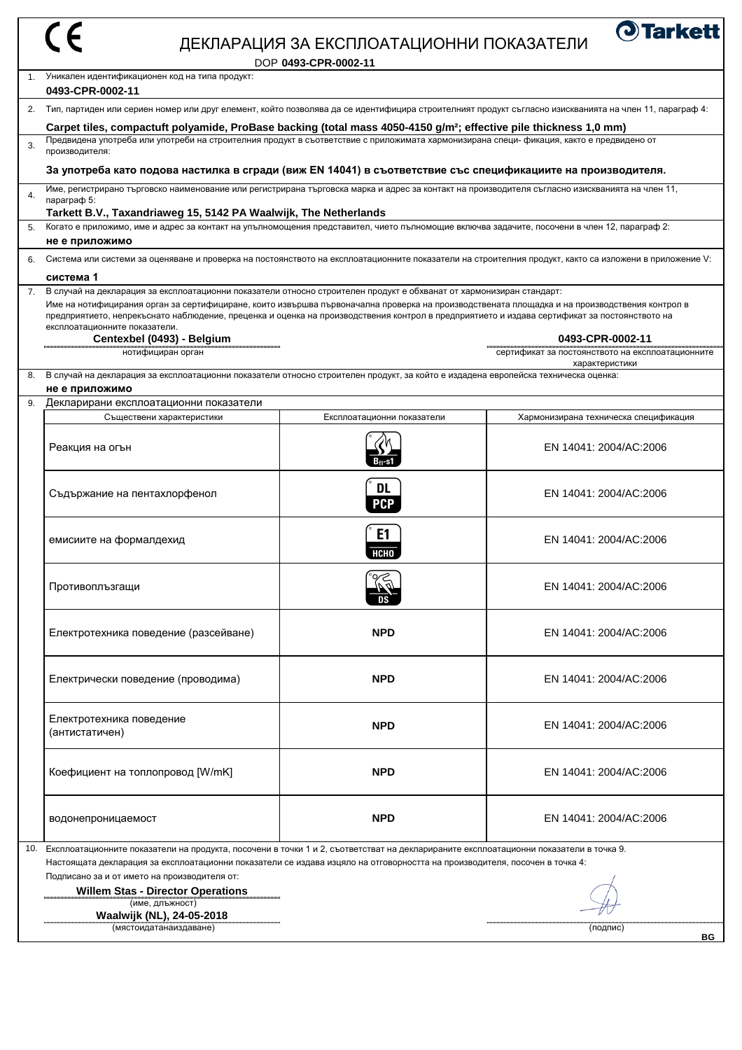# ДЕКЛАРАЦИЯ ЗА ЕКСПЛОАТАЦИОННИ ПОКАЗАТЕЛИ

DOP **0493-CPR-0002-11**

1. Уникален идентификационен код на типа продукт:
   **0493-CPR-0002-11**

2. Тип, партиден или сериен номер или друг елемент, който позволява да се идентифицира строителният продукт съгласно изискванията на член 11, параграф 4:
   **Carpet tiles, compactuft polyamide, ProBase backing (total mass 4050-4150 g/m²; effective pile thickness 1,0 mm)**

3. Предвидена употреба или употреби на строителния продукт в съответствие с приложимата хармонизирана специ- фикация, както е предвидено от производителя:
   **За употреба като подова настилка в сгради (виж EN 14041) в съответствие със спецификациите на производителя.**

4. Име, регистрирано търговско наименование или регистрирана търговска марка и адрес за контакт на производителя съгласно изискванията на член 11, параграф 5:
   **Tarkett B.V., Taxandriaweg 15, 5142 PA Waalwijk, The Netherlands**

5. Когато е приложимо, име и адрес за контакт на упълномощения представител, чието пълномощие включва задачите, посочени в член 12, параграф 2:
   **не е приложимо**

6. Система или системи за оценяване и проверка на постоянството на експлоатационните показатели на строителния продукт, както са изложени в приложение V:
   **система 1**

7. В случай на декларация за експлоатационни показатели относно строителен продукт е обхванат от хармонизиран стандарт:
   Име на нотифицирания орган за сертифициране, които извършва първоначална проверка на производствената площадка и на производствения контрол в предприятието, непрекъснато наблюдение, преценка и оценка на производствения контрол в предприятието и издава сертификат за постоянството на експлоатационните показатели.
   **Centexbel (0493) - Belgium** — нотифициран орган
   **0493-CPR-0002-11** — сертификат за постоянството на експлоатационните характеристики

8. В случай на декларация за експлоатационни показатели относно строителен продукт, за който е издадена европейска техническа оценка:
   **не е приложимо**

9. Декларирани експлоатационни показатели

| Съществени характеристики | Експлоатационни показатели | Хармонизирана техническа спецификация |
|---|---|---|
| Реакция на огън | $B_{fl}$-s1 | EN 14041: 2004/AC:2006 |
| Съдържание на пентахлорфенол | DL PCP | EN 14041: 2004/AC:2006 |
| емисиите на формалдехид | E1 HCHO | EN 14041: 2004/AC:2006 |
| Противоплъзгащи | DS | EN 14041: 2004/AC:2006 |
| Електротехника поведение (разсейване) | **NPD** | EN 14041: 2004/AC:2006 |
| Електрически поведение (проводима) | **NPD** | EN 14041: 2004/AC:2006 |
| Електротехника поведение (антистатичен) | **NPD** | EN 14041: 2004/AC:2006 |
| Коефициент на топлопровод [W/mK] | **NPD** | EN 14041: 2004/AC:2006 |
| водонепроницаемост | **NPD** | EN 14041: 2004/AC:2006 |

10. Експлоатационните показатели на продукта, посочени в точки 1 и 2, съответстват на декларираните експлоатационни показатели в точка 9.
    Настоящата декларация за експлоатационни показатели се издава изцяло на отговорността на производителя, посочен в точка 4:
    Подписано за и от името на производителя от:
    **Willem Stas - Director Operations**
    (име, длъжност)
    **Waalwijk (NL), 24-05-2018**
    (мястоидатанаиздаване)

    (подпис)

BG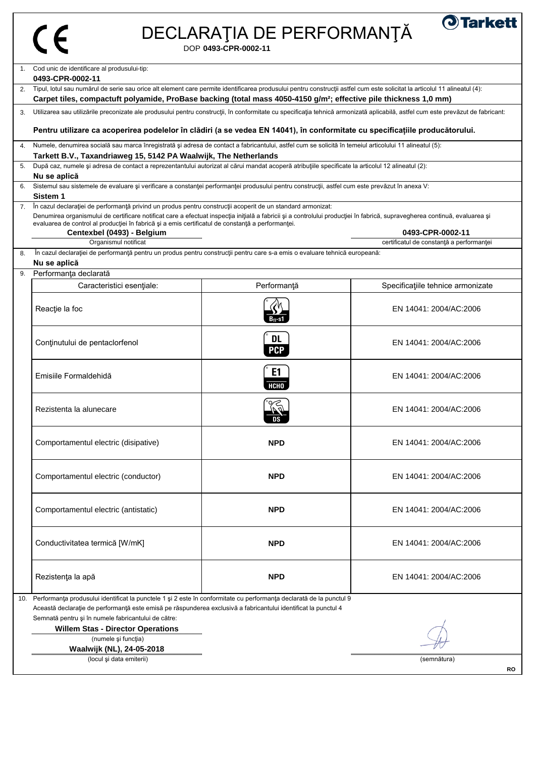# DECLARAŢIA DE PERFORMANŢĂ

DOP **0493-CPR-0002-11**

1. Cod unic de identificare al produsului-tip:
   **0493-CPR-0002-11**
2. Tipul, lotul sau numărul de serie sau orice alt element care permite identificarea produsului pentru construcţii astfel cum este solicitat la articolul 11 alineatul (4):
   **Carpet tiles, compactuft polyamide, ProBase backing (total mass 4050-4150 g/m²; effective pile thickness 1,0 mm)**
3. Utilizarea sau utilizările preconizate ale produsului pentru construcţii, în conformitate cu specificaţia tehnică armonizată aplicabilă, astfel cum este prevăzut de fabricant:
   **Pentru utilizare ca acoperirea podelelor în clădiri (a se vedea EN 14041), în conformitate cu specificaţiile producătorului.**
4. Numele, denumirea socială sau marca înregistrată şi adresa de contact a fabricantului, astfel cum se solicită în temeiul articolului 11 alineatul (5):
   **Tarkett B.V., Taxandriaweg 15, 5142 PA Waalwijk, The Netherlands**
5. După caz, numele şi adresa de contact a reprezentantului autorizat al cărui mandat acoperă atribuţiile specificate la articolul 12 alineatul (2):
   **Nu se aplică**
6. Sistemul sau sistemele de evaluare şi verificare a constanţei performanţei produsului pentru construcţii, astfel cum este prevăzut în anexa V:
   **Sistem 1**
7. În cazul declaraţiei de performanţă privind un produs pentru construcţii acoperit de un standard armonizat:
   Denumirea organismului de certificare notificat care a efectuat inspecţia iniţială a fabricii şi a controlului producţiei în fabrică, supravegherea continuă, evaluarea şi evaluarea de control al producţiei în fabrică şi a emis certificatul de constanţă a performanţei.
   **Centexbel (0493) - Belgium** (Organismul notificat)
   **0493-CPR-0002-11** (certificatul de constanţă a performanţei)
8. În cazul declaraţiei de performanţă pentru un produs pentru construcţii pentru care s-a emis o evaluare tehnică europeană:
   **Nu se aplică**
9. Performanţa declarată

| Caracteristici esenţiale: | Performanţă | Specificaţiile tehnice armonizate |
|---|---|---|
| Reacţie la foc | $B_{fl}$-s1 | EN 14041: 2004/AC:2006 |
| Conţinutului de pentaclorfenol | DL PCP | EN 14041: 2004/AC:2006 |
| Emisiile Formaldehidă | E1 HCHO | EN 14041: 2004/AC:2006 |
| Rezistenta la alunecare | DS | EN 14041: 2004/AC:2006 |
| Comportamentul electric (disipative) | **NPD** | EN 14041: 2004/AC:2006 |
| Comportamentul electric (conductor) | **NPD** | EN 14041: 2004/AC:2006 |
| Comportamentul electric (antistatic) | **NPD** | EN 14041: 2004/AC:2006 |
| Conductivitatea termică [W/mK] | **NPD** | EN 14041: 2004/AC:2006 |
| Rezistenţa la apă | **NPD** | EN 14041: 2004/AC:2006 |

10. Performanţa produsului identificat la punctele 1 şi 2 este în conformitate cu performanţa declarată de la punctul 9
    Această declaraţie de performanţă este emisă pe răspunderea exclusivă a fabricantului identificat la punctul 4
    Semnată pentru şi în numele fabricantului de către:
    **Willem Stas - Director Operations**
    (numele şi funcţia)
    **Waalwijk (NL), 24-05-2018**
    (locul şi data emiterii)
    (semnătura)

RO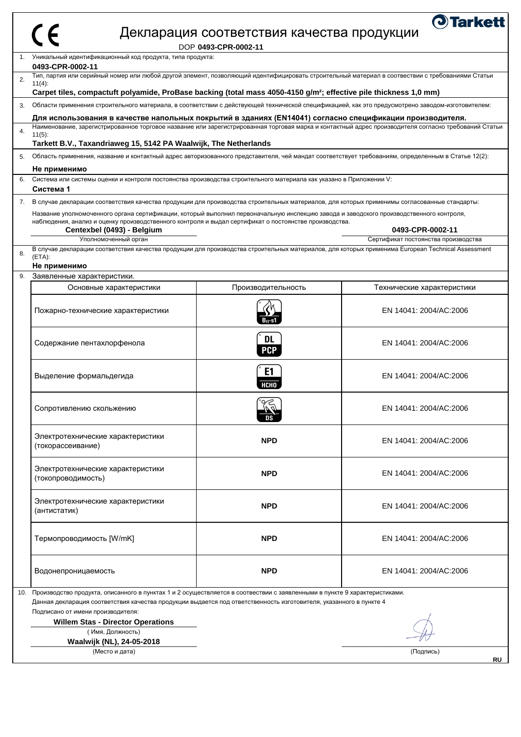CE

# Декларация соответствия качества продукции

Tarkett

DOP **0493-CPR-0002-11**

1. Уникальный идентификационный код продукта, типа продукта:
   **0493-CPR-0002-11**
2. Тип, партия или серийный номер или любой другой элемент, позволяющий идентифицировать строительный материал в соответствии с требованиями Статьи 11(4):
   **Carpet tiles, compactuft polyamide, ProBase backing (total mass 4050-4150 g/m²; effective pile thickness 1,0 mm)**
3. Области применения строительного материала, в соответствии с действующей технической спецификацией, как это предусмотрено заводом-изготовителем:
   **Для использования в качестве напольных покрытий в зданиях (EN14041) согласно спецификации производителя.**
4. Наименование, зарегистрированное торговое название или зарегистрированная торговая марка и контактный адрес производителя согласно требований Статьи 11(5):
   **Tarkett B.V., Taxandriaweg 15, 5142 PA Waalwijk, The Netherlands**
5. Область применения, название и контактный адрес авторизованного представителя, чей мандат соответствует требованиям, определенным в Статье 12(2):
   **Не применимо**
6. Система или системы оценки и контроля постоянства производства строительного материала как указано в Приложении V:
   **Система 1**
7. В случае декларации соответствия качества продукции для производства строительных материалов, для которых применимы согласованные стандарты:
   Название уполномоченного органа сертификации, который выполнил первоначальную инспекцию завода и заводского производственного контроля, наблюдения, анализ и оценку производственного контроля и выдал сертификат о постоянстве производства.
   **Centexbel (0493) - Belgium** — Уполномоченный орган
   **0493-CPR-0002-11** — Сертификат постоянства производства
8. В случае декларации соответствия качества продукции для производства строительных материалов, для которых применима European Technical Assessment (ETA):
   **Не применимо**
9. Заявленные характеристики.

| Основные характеристики | Производительность | Технические характеристики |
|---|---|---|
| Пожарно-технические характеристики | $B_{fl}$-s1 | EN 14041: 2004/AC:2006 |
| Содержание пентахлорфенола | DL PCP | EN 14041: 2004/AC:2006 |
| Выделение формальдегида | E1 HCHO | EN 14041: 2004/AC:2006 |
| Сопротивлению скольжению | DS | EN 14041: 2004/AC:2006 |
| Электротехнические характеристики (токорассеивание) | **NPD** | EN 14041: 2004/AC:2006 |
| Электротехнические характеристики (токопроводимость) | **NPD** | EN 14041: 2004/AC:2006 |
| Электротехнические характеристики (антистатик) | **NPD** | EN 14041: 2004/AC:2006 |
| Термопроводимость [W/mK] | **NPD** | EN 14041: 2004/AC:2006 |
| Водонепроницаемость | **NPD** | EN 14041: 2004/AC:2006 |

10. Производство продукта, описанного в пунктах 1 и 2 осуществляется в соответствии с заявленными в пункте 9 характеристиками.
    Данная декларация соответствия качества продукции выдается под ответственность изготовителя, указанного в пункте 4
    Подписано от имени производителя:

**Willem Stas - Director Operations**
(Имя, Должность)

**Waalwijk (NL), 24-05-2018**
(Место и дата)

(Подпись)

RU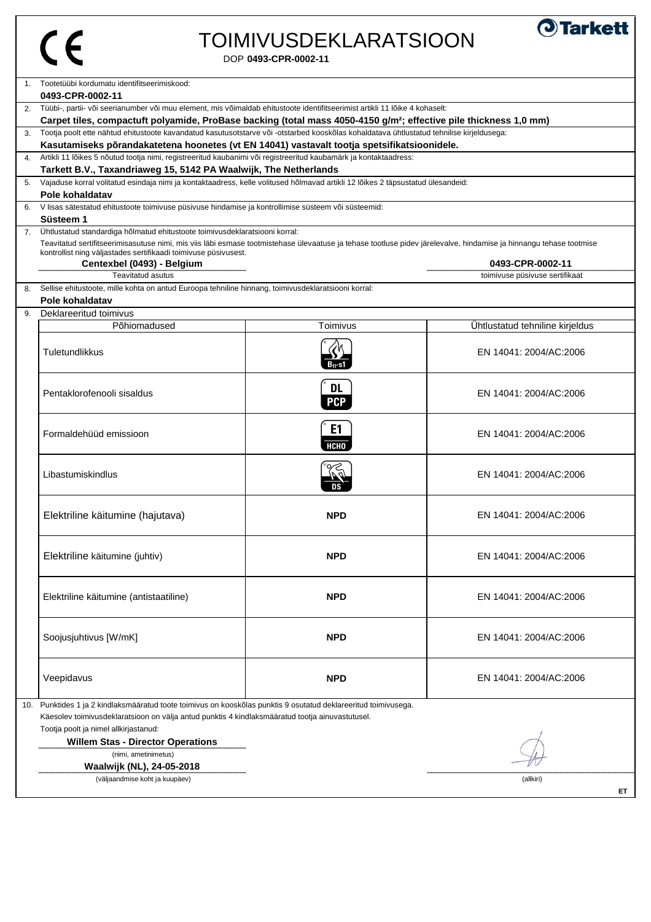# TOIMIVUSDEKLARATSIOON

DOP **0493-CPR-0002-11**

1. Tootetüübi kordumatu identifitseerimiskood:
   **0493-CPR-0002-11**
2. Tüübi-, partii- või seerianumber või muu element, mis võimaldab ehitustoote identifitseerimist artikli 11 lõike 4 kohaselt:
   **Carpet tiles, compactuft polyamide, ProBase backing (total mass 4050-4150 g/m²; effective pile thickness 1,0 mm)**
3. Tootja poolt ette nähtud ehitustoote kavandatud kasutusotstarve või -otstarbed kooskõlas kohaldatava ühtlustatud tehnilise kirjeldusega:
   **Kasutamiseks põrandakatetena hoonetes (vt EN 14041) vastavalt tootja spetsifikatsioonidele.**
4. Artikli 11 lõikes 5 nõutud tootja nimi, registreeritud kaubanimi või registreeritud kaubamärk ja kontaktaadress:
   **Tarkett B.V., Taxandriaweg 15, 5142 PA Waalwijk, The Netherlands**
5. Vajaduse korral volitatud esindaja nimi ja kontaktaadress, kelle volitused hõlmavad artikli 12 lõikes 2 täpsustatud ülesandeid:
   **Pole kohaldatav**
6. V lisas sätestatud ehitustoote toimivuse püsivuse hindamise ja kontrollimise süsteem või süsteemid:
   **Süsteem 1**
7. Ühtlustatud standardiga hõlmatud ehitustoote toimivusdeklaratsiooni korral:
   Teavitatud sertifitseerimisasutuse nimi, mis viis läbi esmase tootmistehase ülevaatuse ja tehase tootluse pidev järelevalve, hindamise ja hinnangu tehase tootmise kontrollist ning väljastades sertifikaadi toimivuse püsivusest.
   **Centexbel (0493) - Belgium** (Teavitatud asutus) — **0493-CPR-0002-11** (toimivuse püsivuse sertifikaat)
8. Sellise ehitustoote, mille kohta on antud Euroopa tehniline hinnang, toimivusdeklaratsiooni korral:
   **Pole kohaldatav**
9. Deklareeritud toimivus

| Põhiomadused | Toimivus | Ühtlustatud tehniline kirjeldus |
|---|---|---|
| Tuletundlikkus | $B_{fl}$-s1 | EN 14041: 2004/AC:2006 |
| Pentaklorofenooli sisaldus | DL PCP | EN 14041: 2004/AC:2006 |
| Formaldehüüd emissioon | E1 HCHO | EN 14041: 2004/AC:2006 |
| Libastumiskindlus | DS | EN 14041: 2004/AC:2006 |
| Elektriline käitumine (hajutava) | **NPD** | EN 14041: 2004/AC:2006 |
| Elektriline käitumine (juhtiv) | **NPD** | EN 14041: 2004/AC:2006 |
| Elektriline käitumine (antistaatiline) | **NPD** | EN 14041: 2004/AC:2006 |
| Soojusjuhtivus [W/mK] | **NPD** | EN 14041: 2004/AC:2006 |
| Veepidavus | **NPD** | EN 14041: 2004/AC:2006 |

10. Punktides 1 ja 2 kindlaksmääratud toote toimivus on kooskõlas punktis 9 osutatud deklareeritud toimivusega.
    Käesolev toimivusdeklaratsioon on välja antud punktis 4 kindlaksmääratud tootja ainuvastutusel.
    Tootja poolt ja nimel allkirjastanud:

**Willem Stas - Director Operations**
(nimi, ametinimetus)

**Waalwijk (NL), 24-05-2018**
(väljaandmise koht ja kuupäev)

(allkiri)

ET